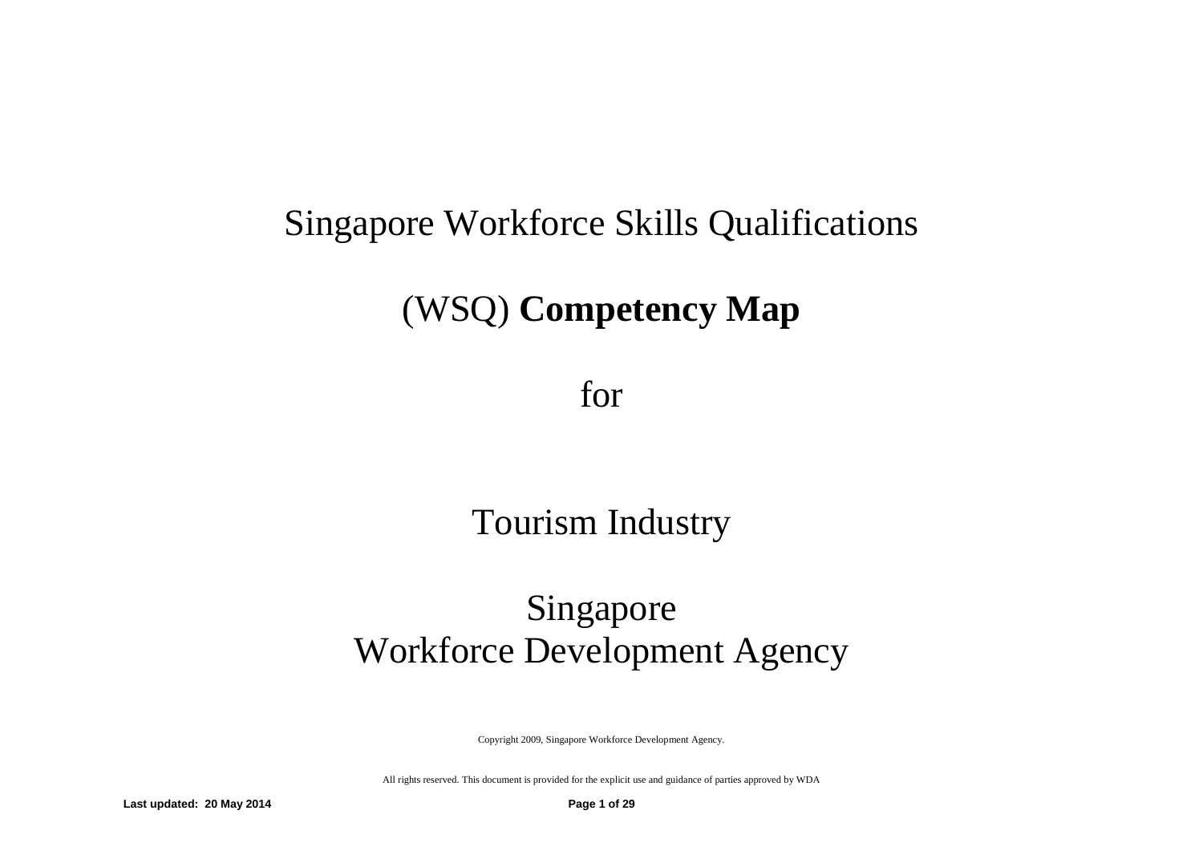# Singapore Workforce Skills Qualifications

# (WSQ) **Competency Map**

# for

# Tourism Industry

# Singapore
# Workforce Development Agency

Copyright 2009, Singapore Workforce Development Agency.

All rights reserved. This document is provided for the explicit use and guidance of parties approved by WDA

**Last updated: 20 May 2014**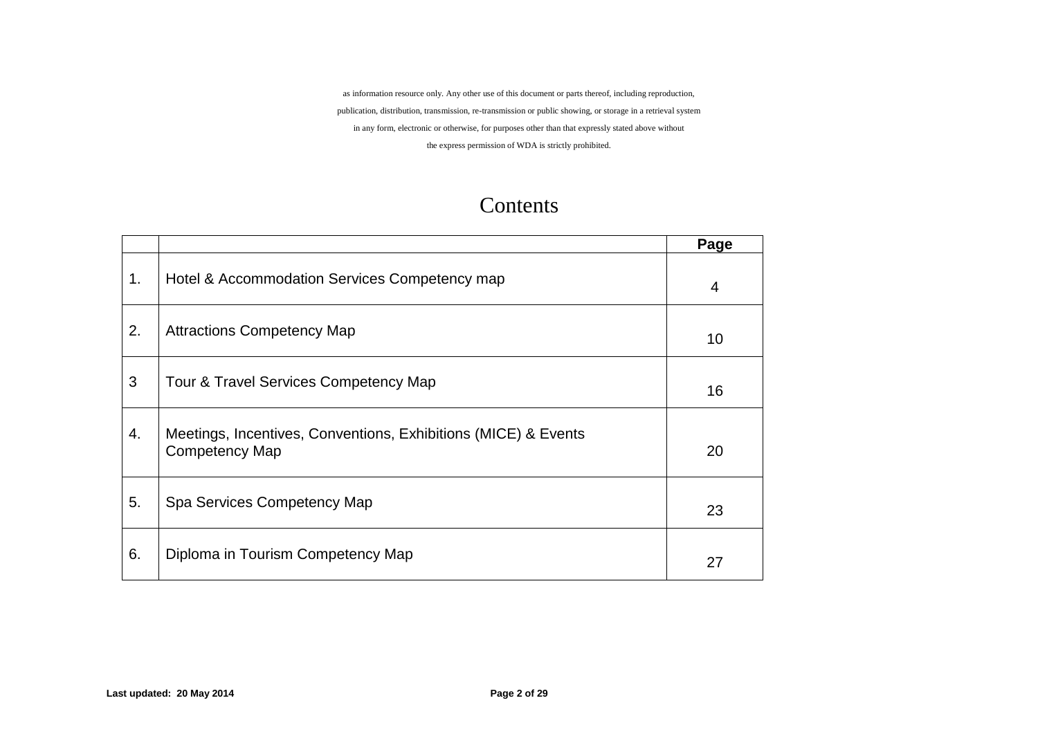as information resource only. Any other use of this document or parts thereof, including reproduction, publication, distribution, transmission, re-transmission or public showing, or storage in a retrieval system in any form, electronic or otherwise, for purposes other than that expressly stated above without the express permission of WDA is strictly prohibited.

# Contents

| | | Page |
|---|---|---|
| 1. | Hotel & Accommodation Services Competency map | 4 |
| 2. | Attractions Competency Map | 10 |
| 3 | Tour & Travel Services Competency Map | 16 |
| 4. | Meetings, Incentives, Conventions, Exhibitions (MICE) & Events Competency Map | 20 |
| 5. | Spa Services Competency Map | 23 |
| 6. | Diploma in Tourism Competency Map | 27 |

**Last updated: 20 May 2014**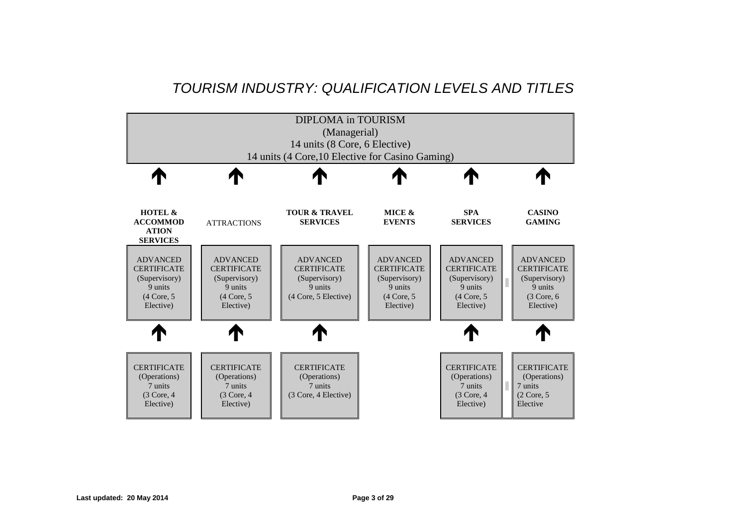# *TOURISM INDUSTRY: QUALIFICATION LEVELS AND TITLES*

**DIPLOMA in TOURISM**
(Managerial)
14 units (8 Core, 6 Elective)
14 units (4 Core,10 Elective for Casino Gaming)

| **HOTEL & ACCOMMODATION SERVICES** | ATTRACTIONS | **TOUR & TRAVEL SERVICES** | **MICE & EVENTS** | **SPA SERVICES** | **CASINO GAMING** |
|---|---|---|---|---|---|
| ADVANCED CERTIFICATE (Supervisory) 9 units (4 Core, 5 Elective) | ADVANCED CERTIFICATE (Supervisory) 9 units (4 Core, 5 Elective) | ADVANCED CERTIFICATE (Supervisory) 9 units (4 Core, 5 Elective) | ADVANCED CERTIFICATE (Supervisory) 9 units (4 Core, 5 Elective) | ADVANCED CERTIFICATE (Supervisory) 9 units (4 Core, 5 Elective) | ADVANCED CERTIFICATE (Supervisory) 9 units (3 Core, 6 Elective) |
| CERTIFICATE (Operations) 7 units (3 Core, 4 Elective) | CERTIFICATE (Operations) 7 units (3 Core, 4 Elective) | CERTIFICATE (Operations) 7 units (3 Core, 4 Elective) | | CERTIFICATE (Operations) 7 units (3 Core, 4 Elective) | CERTIFICATE (Operations) 7 units (2 Core, 5 Elective |

Last updated: 20 May 2014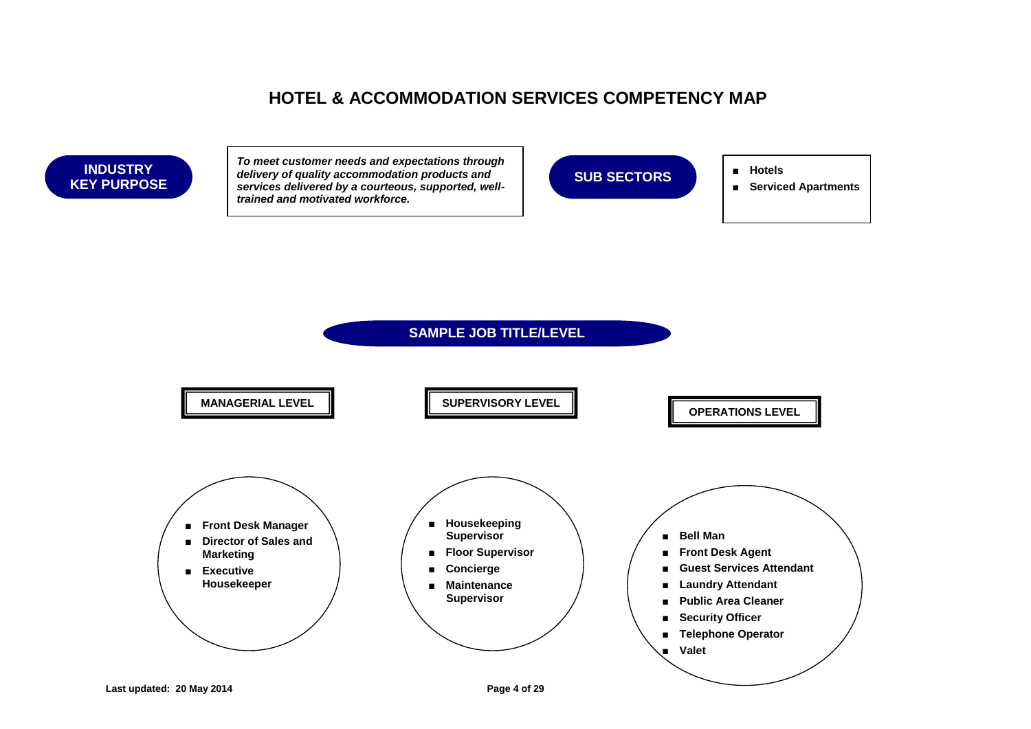# HOTEL & ACCOMMODATION SERVICES COMPETENCY MAP

**INDUSTRY KEY PURPOSE**

***To meet customer needs and expectations through delivery of quality accommodation products and services delivered by a courteous, supported, well-trained and motivated workforce.***

**SUB SECTORS**

- **Hotels**
- **Serviced Apartments**

## SAMPLE JOB TITLE/LEVEL

### MANAGERIAL LEVEL

- **Front Desk Manager**
- **Director of Sales and Marketing**
- **Executive Housekeeper**

### SUPERVISORY LEVEL

- **Housekeeping Supervisor**
- **Floor Supervisor**
- **Concierge**
- **Maintenance Supervisor**

### OPERATIONS LEVEL

- **Bell Man**
- **Front Desk Agent**
- **Guest Services Attendant**
- **Laundry Attendant**
- **Public Area Cleaner**
- **Security Officer**
- **Telephone Operator**
- **Valet**

**Last updated: 20 May 2014**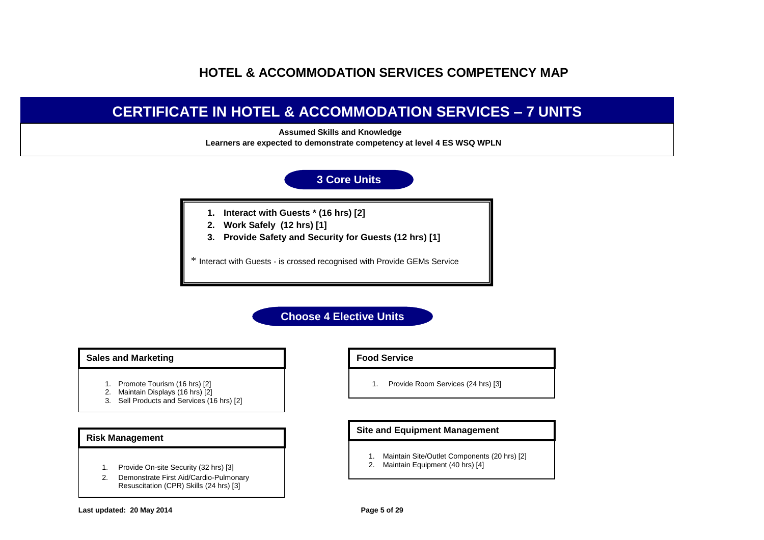# HOTEL & ACCOMMODATION SERVICES COMPETENCY MAP

## CERTIFICATE IN HOTEL & ACCOMMODATION SERVICES – 7 UNITS

**Assumed Skills and Knowledge**
**Learners are expected to demonstrate competency at level 4 ES WSQ WPLN**

### 3 Core Units

1. **Interact with Guests * (16 hrs) [2]**
2. **Work Safely (12 hrs) [1]**
3. **Provide Safety and Security for Guests (12 hrs) [1]**

* Interact with Guests - is crossed recognised with Provide GEMs Service

### Choose 4 Elective Units

**Sales and Marketing**

1. Promote Tourism (16 hrs) [2]
2. Maintain Displays (16 hrs) [2]
3. Sell Products and Services (16 hrs) [2]

**Risk Management**

1. Provide On-site Security (32 hrs) [3]
2. Demonstrate First Aid/Cardio-Pulmonary Resuscitation (CPR) Skills (24 hrs) [3]

**Food Service**

1. Provide Room Services (24 hrs) [3]

**Site and Equipment Management**

1. Maintain Site/Outlet Components (20 hrs) [2]
2. Maintain Equipment (40 hrs) [4]

**Last updated: 20 May 2014**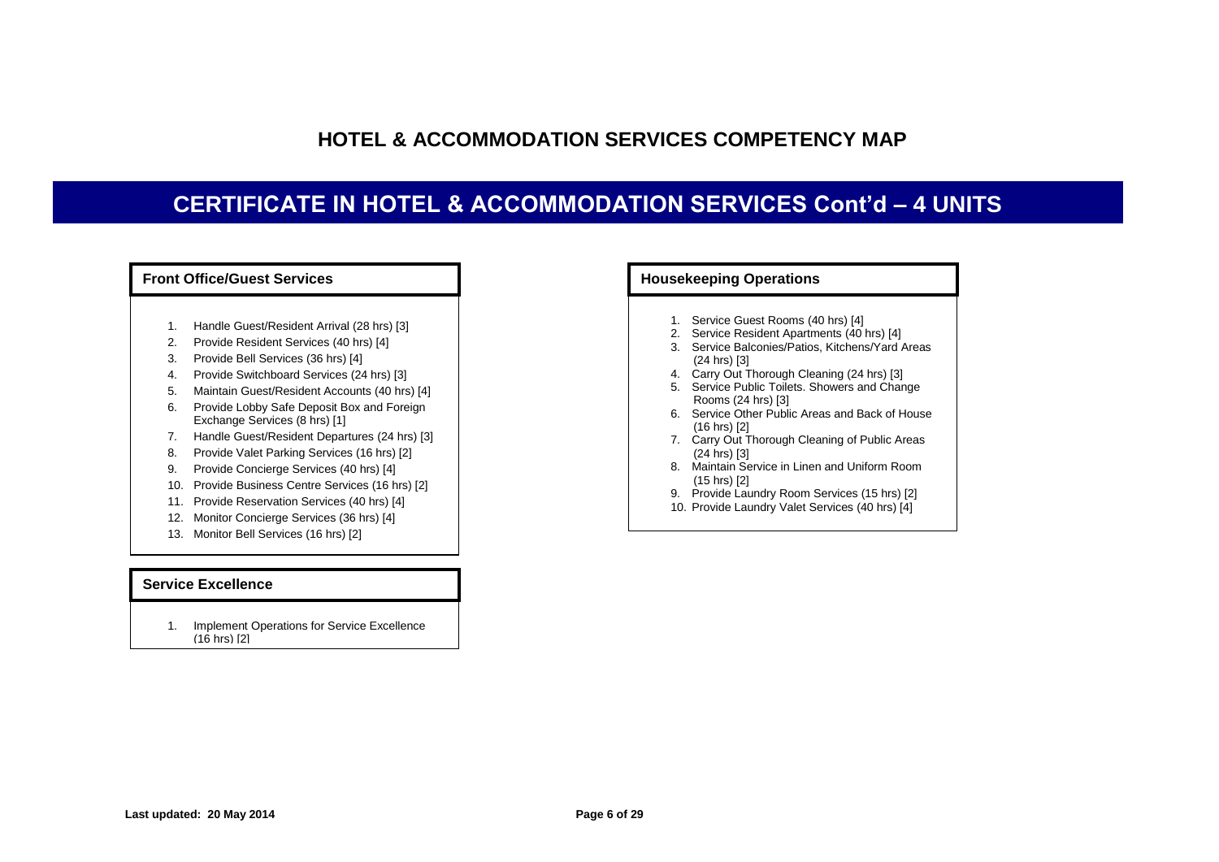# HOTEL & ACCOMMODATION SERVICES COMPETENCY MAP

## CERTIFICATE IN HOTEL & ACCOMMODATION SERVICES Cont'd – 4 UNITS

### Front Office/Guest Services

1. Handle Guest/Resident Arrival (28 hrs) [3]
2. Provide Resident Services (40 hrs) [4]
3. Provide Bell Services (36 hrs) [4]
4. Provide Switchboard Services (24 hrs) [3]
5. Maintain Guest/Resident Accounts (40 hrs) [4]
6. Provide Lobby Safe Deposit Box and Foreign Exchange Services (8 hrs) [1]
7. Handle Guest/Resident Departures (24 hrs) [3]
8. Provide Valet Parking Services (16 hrs) [2]
9. Provide Concierge Services (40 hrs) [4]
10. Provide Business Centre Services (16 hrs) [2]
11. Provide Reservation Services (40 hrs) [4]
12. Monitor Concierge Services (36 hrs) [4]
13. Monitor Bell Services (16 hrs) [2]

### Service Excellence

1. Implement Operations for Service Excellence (16 hrs) [2]

### Housekeeping Operations

1. Service Guest Rooms (40 hrs) [4]
2. Service Resident Apartments (40 hrs) [4]
3. Service Balconies/Patios, Kitchens/Yard Areas (24 hrs) [3]
4. Carry Out Thorough Cleaning (24 hrs) [3]
5. Service Public Toilets. Showers and Change Rooms (24 hrs) [3]
6. Service Other Public Areas and Back of House (16 hrs) [2]
7. Carry Out Thorough Cleaning of Public Areas (24 hrs) [3]
8. Maintain Service in Linen and Uniform Room (15 hrs) [2]
9. Provide Laundry Room Services (15 hrs) [2]
10. Provide Laundry Valet Services (40 hrs) [4]

Last updated: 20 May 2014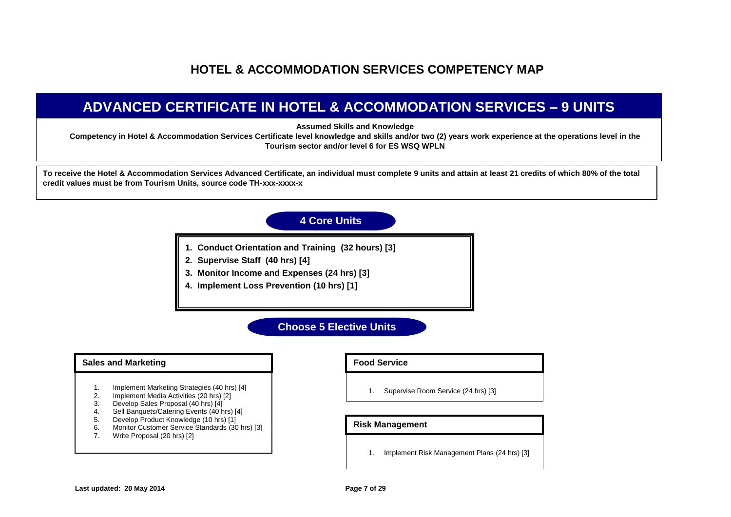# HOTEL & ACCOMMODATION SERVICES COMPETENCY MAP

## ADVANCED CERTIFICATE IN HOTEL & ACCOMMODATION SERVICES – 9 UNITS

**Assumed Skills and Knowledge**

**Competency in Hotel & Accommodation Services Certificate level knowledge and skills and/or two (2) years work experience at the operations level in the Tourism sector and/or level 6 for ES WSQ WPLN**

**To receive the Hotel & Accommodation Services Advanced Certificate, an individual must complete 9 units and attain at least 21 credits of which 80% of the total credit values must be from Tourism Units, source code TH-xxx-xxxx-x**

### 4 Core Units

1. **Conduct Orientation and Training (32 hours) [3]**
2. **Supervise Staff (40 hrs) [4]**
3. **Monitor Income and Expenses (24 hrs) [3]**
4. **Implement Loss Prevention (10 hrs) [1]**

### Choose 5 Elective Units

#### Sales and Marketing

1. Implement Marketing Strategies (40 hrs) [4]
2. Implement Media Activities (20 hrs) [2]
3. Develop Sales Proposal (40 hrs) [4]
4. Sell Banquets/Catering Events (40 hrs) [4]
5. Develop Product Knowledge (10 hrs) [1]
6. Monitor Customer Service Standards (30 hrs) [3]
7. Write Proposal (20 hrs) [2]

#### Food Service

1. Supervise Room Service (24 hrs) [3]

#### Risk Management

1. Implement Risk Management Plans (24 hrs) [3]

**Last updated: 20 May 2014**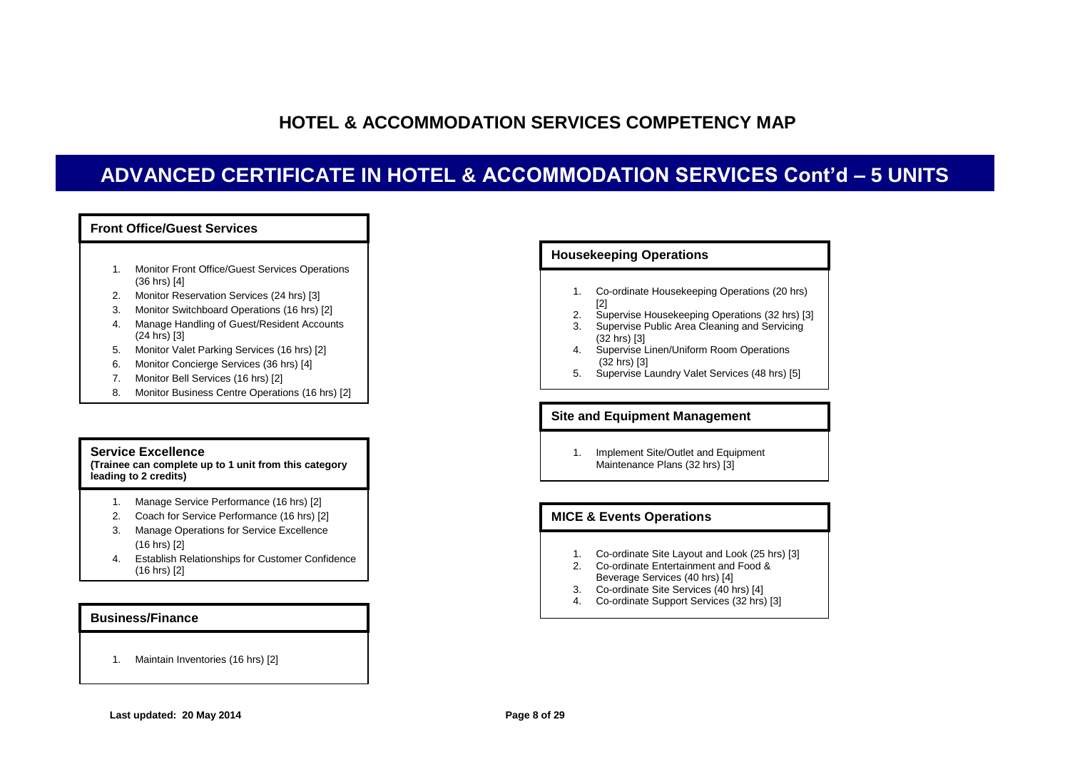# HOTEL & ACCOMMODATION SERVICES COMPETENCY MAP

## ADVANCED CERTIFICATE IN HOTEL & ACCOMMODATION SERVICES Cont'd – 5 UNITS

### Front Office/Guest Services

1. Monitor Front Office/Guest Services Operations (36 hrs) [4]
2. Monitor Reservation Services (24 hrs) [3]
3. Monitor Switchboard Operations (16 hrs) [2]
4. Manage Handling of Guest/Resident Accounts (24 hrs) [3]
5. Monitor Valet Parking Services (16 hrs) [2]
6. Monitor Concierge Services (36 hrs) [4]
7. Monitor Bell Services (16 hrs) [2]
8. Monitor Business Centre Operations (16 hrs) [2]

### Service Excellence

**(Trainee can complete up to 1 unit from this category leading to 2 credits)**

1. Manage Service Performance (16 hrs) [2]
2. Coach for Service Performance (16 hrs) [2]
3. Manage Operations for Service Excellence (16 hrs) [2]
4. Establish Relationships for Customer Confidence (16 hrs) [2]

### Business/Finance

1. Maintain Inventories (16 hrs) [2]

### Housekeeping Operations

1. Co-ordinate Housekeeping Operations (20 hrs) [2]
2. Supervise Housekeeping Operations (32 hrs) [3]
3. Supervise Public Area Cleaning and Servicing (32 hrs) [3]
4. Supervise Linen/Uniform Room Operations (32 hrs) [3]
5. Supervise Laundry Valet Services (48 hrs) [5]

### Site and Equipment Management

1. Implement Site/Outlet and Equipment Maintenance Plans (32 hrs) [3]

### MICE & Events Operations

1. Co-ordinate Site Layout and Look (25 hrs) [3]
2. Co-ordinate Entertainment and Food & Beverage Services (40 hrs) [4]
3. Co-ordinate Site Services (40 hrs) [4]
4. Co-ordinate Support Services (32 hrs) [3]

**Last updated: 20 May 2014**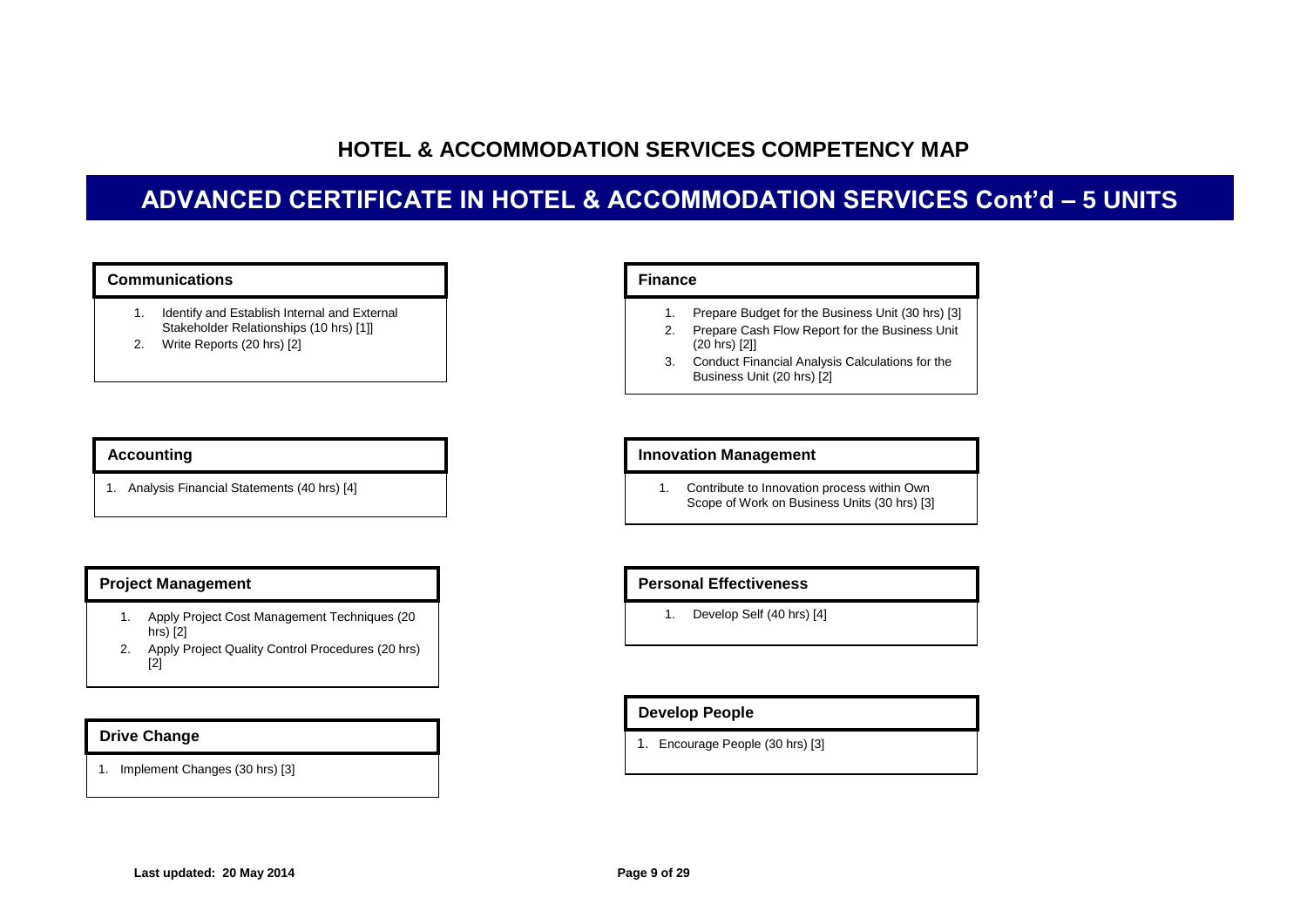# HOTEL & ACCOMMODATION SERVICES COMPETENCY MAP

## ADVANCED CERTIFICATE IN HOTEL & ACCOMMODATION SERVICES Cont'd – 5 UNITS

### Communications

1. Identify and Establish Internal and External Stakeholder Relationships (10 hrs) [1]]
2. Write Reports (20 hrs) [2]

### Accounting

1. Analysis Financial Statements (40 hrs) [4]

### Project Management

1. Apply Project Cost Management Techniques (20 hrs) [2]
2. Apply Project Quality Control Procedures (20 hrs) [2]

### Drive Change

1. Implement Changes (30 hrs) [3]

### Finance

1. Prepare Budget for the Business Unit (30 hrs) [3]
2. Prepare Cash Flow Report for the Business Unit (20 hrs) [2]]
3. Conduct Financial Analysis Calculations for the Business Unit (20 hrs) [2]

### Innovation Management

1. Contribute to Innovation process within Own Scope of Work on Business Units (30 hrs) [3]

### Personal Effectiveness

1. Develop Self (40 hrs) [4]

### Develop People

1. Encourage People (30 hrs) [3]

**Last updated: 20 May 2014**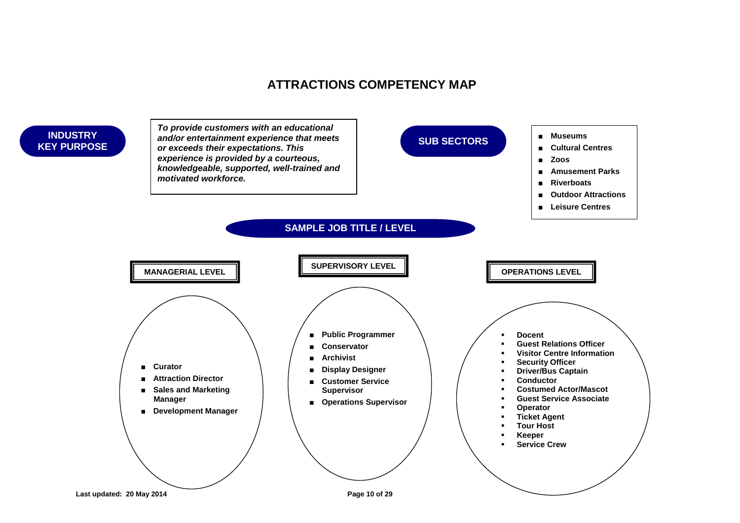# ATTRACTIONS COMPETENCY MAP

## INDUSTRY KEY PURPOSE

***To provide customers with an educational and/or entertainment experience that meets or exceeds their expectations. This experience is provided by a courteous, knowledgeable, supported, well-trained and motivated workforce.***

## SUB SECTORS

- **Museums**
- **Cultural Centres**
- **Zoos**
- **Amusement Parks**
- **Riverboats**
- **Outdoor Attractions**
- **Leisure Centres**

## SAMPLE JOB TITLE / LEVEL

### MANAGERIAL LEVEL

- **Curator**
- **Attraction Director**
- **Sales and Marketing Manager**
- **Development Manager**

### SUPERVISORY LEVEL

- **Public Programmer**
- **Conservator**
- **Archivist**
- **Display Designer**
- **Customer Service Supervisor**
- **Operations Supervisor**

### OPERATIONS LEVEL

- **Docent**
- **Guest Relations Officer**
- **Visitor Centre Information**
- **Security Officer**
- **Driver/Bus Captain**
- **Conductor**
- **Costumed Actor/Mascot**
- **Guest Service Associate**
- **Operator**
- **Ticket Agent**
- **Tour Host**
- **Keeper**
- **Service Crew**

**Last updated: 20 May 2014**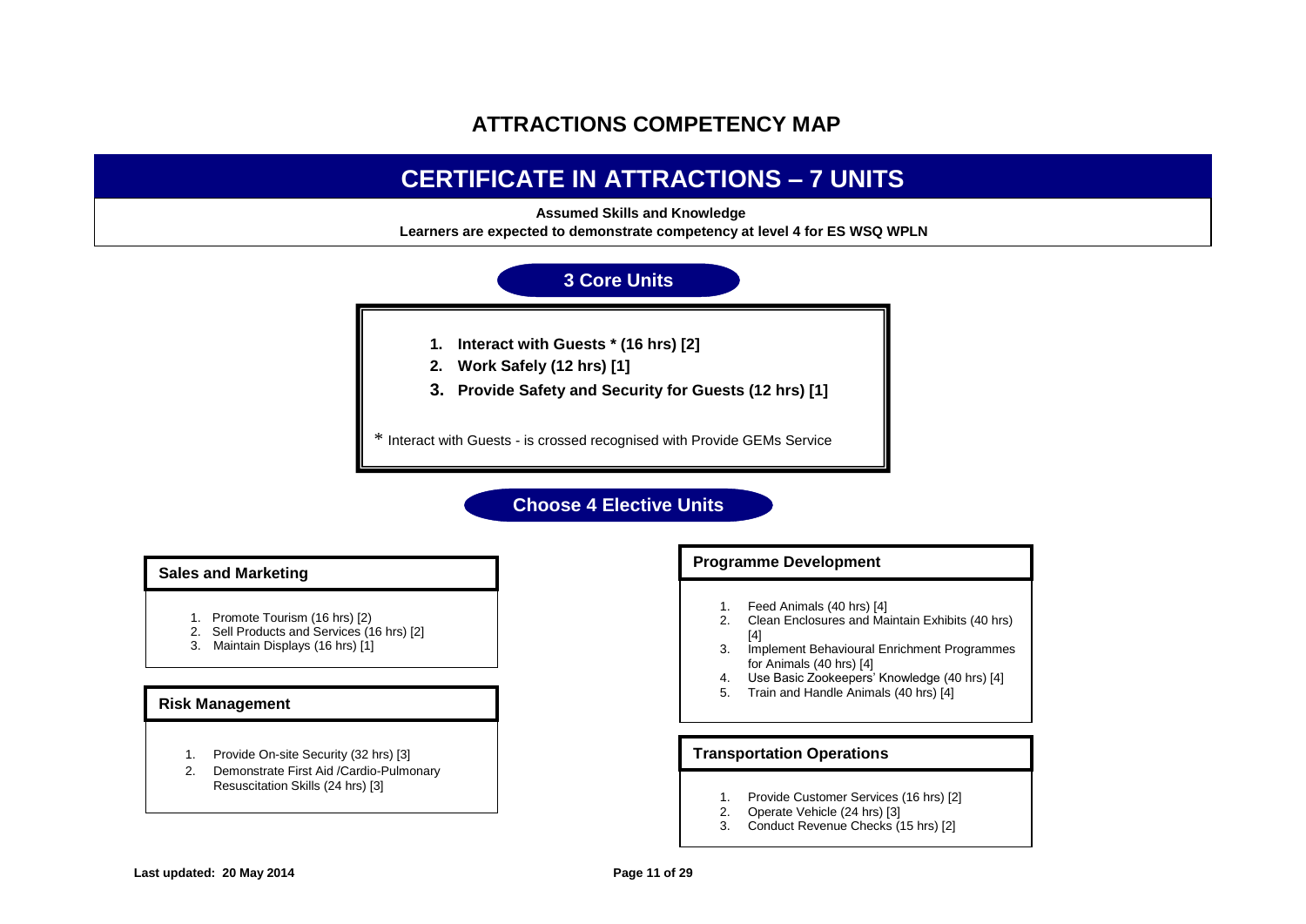# ATTRACTIONS COMPETENCY MAP

## CERTIFICATE IN ATTRACTIONS – 7 UNITS

**Assumed Skills and Knowledge**

**Learners are expected to demonstrate competency at level 4 for ES WSQ WPLN**

### 3 Core Units

1. **Interact with Guests * (16 hrs) [2]**
2. **Work Safely (12 hrs) [1]**
3. **Provide Safety and Security for Guests (12 hrs) [1]**

* Interact with Guests - is crossed recognised with Provide GEMs Service

### Choose 4 Elective Units

#### Sales and Marketing

1. Promote Tourism (16 hrs) [2]
2. Sell Products and Services (16 hrs) [2]
3. Maintain Displays (16 hrs) [1]

#### Risk Management

1. Provide On-site Security (32 hrs) [3]
2. Demonstrate First Aid /Cardio-Pulmonary Resuscitation Skills (24 hrs) [3]

#### Programme Development

1. Feed Animals (40 hrs) [4]
2. Clean Enclosures and Maintain Exhibits (40 hrs) [4]
3. Implement Behavioural Enrichment Programmes for Animals (40 hrs) [4]
4. Use Basic Zookeepers' Knowledge (40 hrs) [4]
5. Train and Handle Animals (40 hrs) [4]

#### Transportation Operations

1. Provide Customer Services (16 hrs) [2]
2. Operate Vehicle (24 hrs) [3]
3. Conduct Revenue Checks (15 hrs) [2]

**Last updated: 20 May 2014**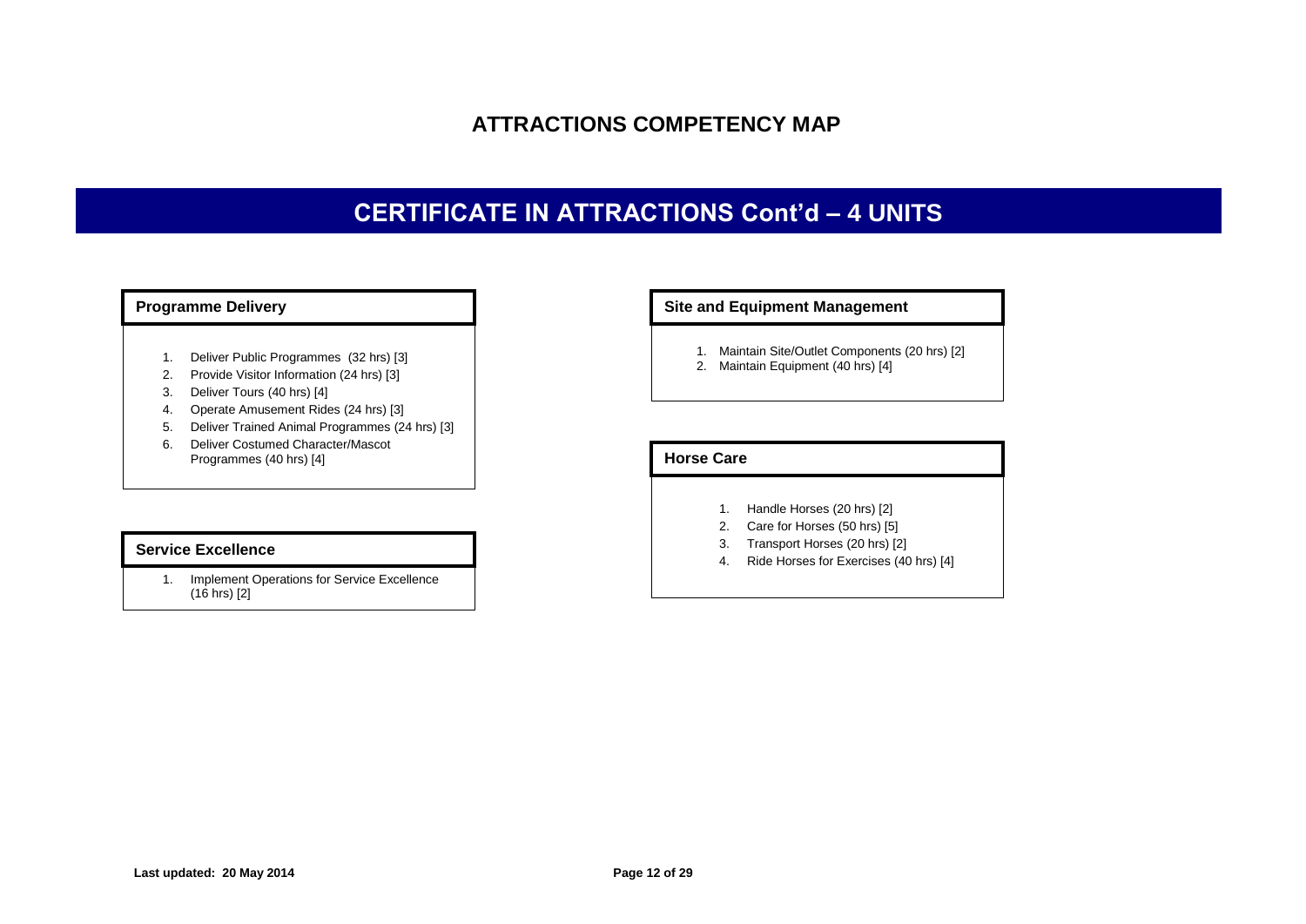# ATTRACTIONS COMPETENCY MAP

## CERTIFICATE IN ATTRACTIONS Cont'd – 4 UNITS

### Programme Delivery

1. Deliver Public Programmes (32 hrs) [3]
2. Provide Visitor Information (24 hrs) [3]
3. Deliver Tours (40 hrs) [4]
4. Operate Amusement Rides (24 hrs) [3]
5. Deliver Trained Animal Programmes (24 hrs) [3]
6. Deliver Costumed Character/Mascot Programmes (40 hrs) [4]

### Service Excellence

1. Implement Operations for Service Excellence (16 hrs) [2]

### Site and Equipment Management

1. Maintain Site/Outlet Components (20 hrs) [2]
2. Maintain Equipment (40 hrs) [4]

### Horse Care

1. Handle Horses (20 hrs) [2]
2. Care for Horses (50 hrs) [5]
3. Transport Horses (20 hrs) [2]
4. Ride Horses for Exercises (40 hrs) [4]

**Last updated: 20 May 2014**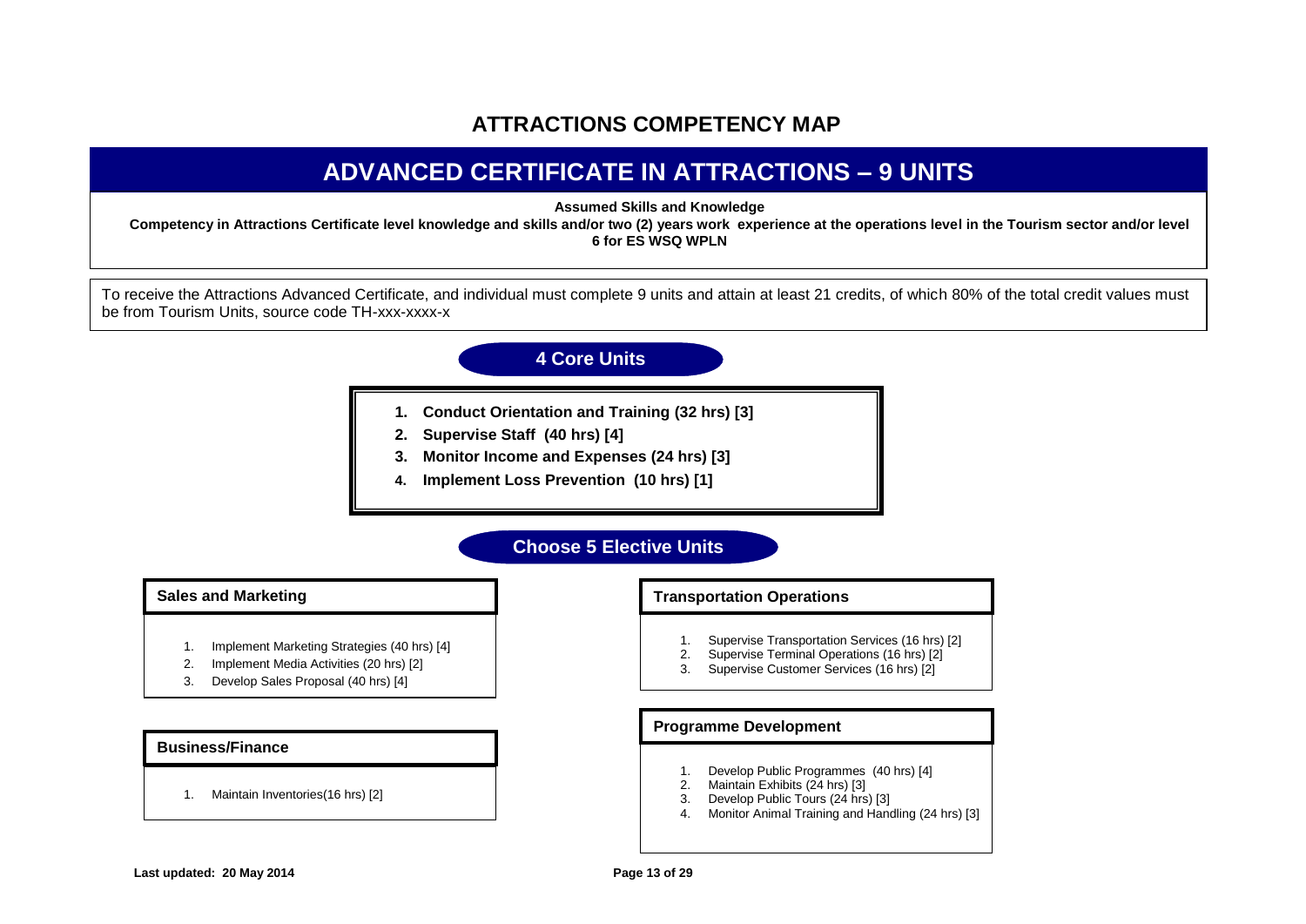# ATTRACTIONS COMPETENCY MAP

## ADVANCED CERTIFICATE IN ATTRACTIONS – 9 UNITS

**Assumed Skills and Knowledge**

**Competency in Attractions Certificate level knowledge and skills and/or two (2) years work experience at the operations level in the Tourism sector and/or level 6 for ES WSQ WPLN**

To receive the Attractions Advanced Certificate, and individual must complete 9 units and attain at least 21 credits, of which 80% of the total credit values must be from Tourism Units, source code TH-xxx-xxxx-x

### 4 Core Units

1. **Conduct Orientation and Training (32 hrs) [3]**
2. **Supervise Staff (40 hrs) [4]**
3. **Monitor Income and Expenses (24 hrs) [3]**
4. **Implement Loss Prevention (10 hrs) [1]**

### Choose 5 Elective Units

#### Sales and Marketing

1. Implement Marketing Strategies (40 hrs) [4]
2. Implement Media Activities (20 hrs) [2]
3. Develop Sales Proposal (40 hrs) [4]

#### Business/Finance

1. Maintain Inventories(16 hrs) [2]

#### Transportation Operations

1. Supervise Transportation Services (16 hrs) [2]
2. Supervise Terminal Operations (16 hrs) [2]
3. Supervise Customer Services (16 hrs) [2]

#### Programme Development

1. Develop Public Programmes (40 hrs) [4]
2. Maintain Exhibits (24 hrs) [3]
3. Develop Public Tours (24 hrs) [3]
4. Monitor Animal Training and Handling (24 hrs) [3]

**Last updated: 20 May 2014**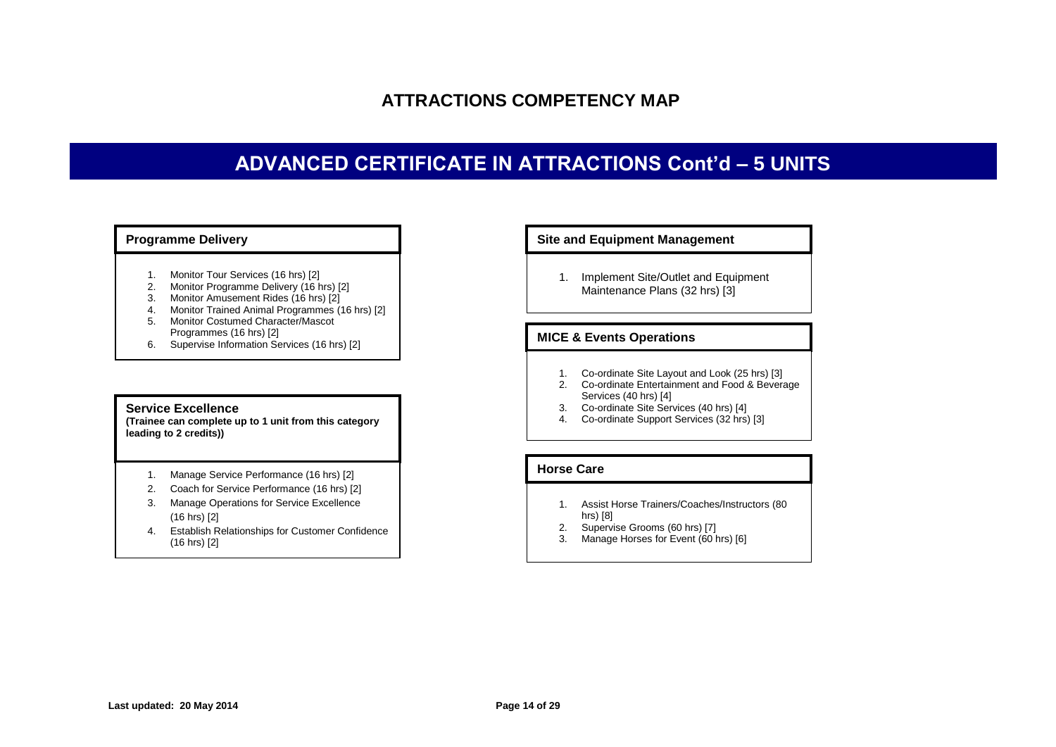# ATTRACTIONS COMPETENCY MAP

## ADVANCED CERTIFICATE IN ATTRACTIONS Cont'd – 5 UNITS

### Programme Delivery

1. Monitor Tour Services (16 hrs) [2]
2. Monitor Programme Delivery (16 hrs) [2]
3. Monitor Amusement Rides (16 hrs) [2]
4. Monitor Trained Animal Programmes (16 hrs) [2]
5. Monitor Costumed Character/Mascot Programmes (16 hrs) [2]
6. Supervise Information Services (16 hrs) [2]

### Service Excellence

**(Trainee can complete up to 1 unit from this category leading to 2 credits))**

1. Manage Service Performance (16 hrs) [2]
2. Coach for Service Performance (16 hrs) [2]
3. Manage Operations for Service Excellence (16 hrs) [2]
4. Establish Relationships for Customer Confidence (16 hrs) [2]

### Site and Equipment Management

1. Implement Site/Outlet and Equipment Maintenance Plans (32 hrs) [3]

### MICE & Events Operations

1. Co-ordinate Site Layout and Look (25 hrs) [3]
2. Co-ordinate Entertainment and Food & Beverage Services (40 hrs) [4]
3. Co-ordinate Site Services (40 hrs) [4]
4. Co-ordinate Support Services (32 hrs) [3]

### Horse Care

1. Assist Horse Trainers/Coaches/Instructors (80 hrs) [8]
2. Supervise Grooms (60 hrs) [7]
3. Manage Horses for Event (60 hrs) [6]

**Last updated: 20 May 2014**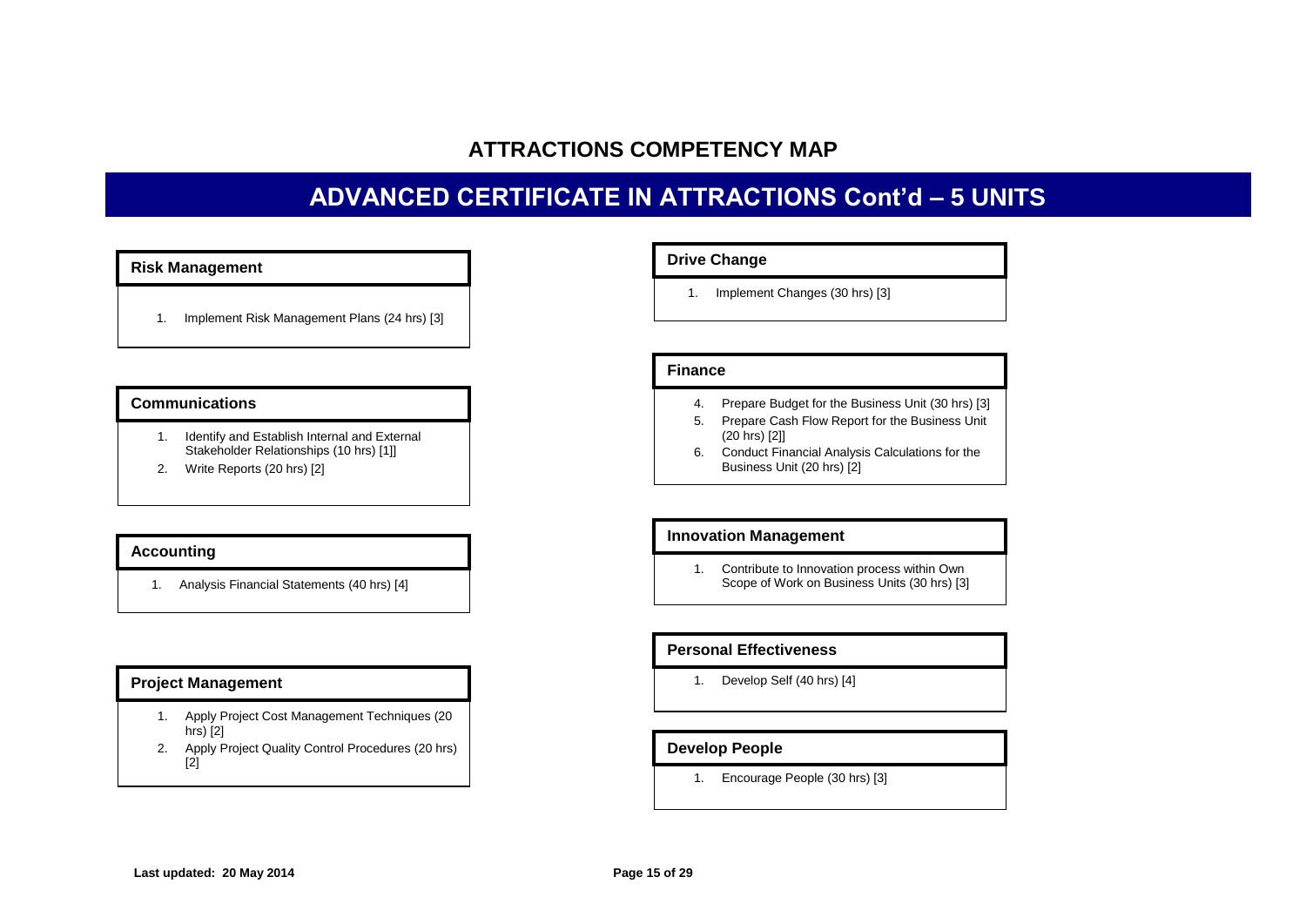# ATTRACTIONS COMPETENCY MAP

## ADVANCED CERTIFICATE IN ATTRACTIONS Cont'd – 5 UNITS

### Risk Management

1. Implement Risk Management Plans (24 hrs) [3]

### Communications

1. Identify and Establish Internal and External Stakeholder Relationships (10 hrs) [1]]
2. Write Reports (20 hrs) [2]

### Accounting

1. Analysis Financial Statements (40 hrs) [4]

### Project Management

1. Apply Project Cost Management Techniques (20 hrs) [2]
2. Apply Project Quality Control Procedures (20 hrs) [2]

### Drive Change

1. Implement Changes (30 hrs) [3]

### Finance

4. Prepare Budget for the Business Unit (30 hrs) [3]
5. Prepare Cash Flow Report for the Business Unit (20 hrs) [2]]
6. Conduct Financial Analysis Calculations for the Business Unit (20 hrs) [2]

### Innovation Management

1. Contribute to Innovation process within Own Scope of Work on Business Units (30 hrs) [3]

### Personal Effectiveness

1. Develop Self (40 hrs) [4]

### Develop People

1. Encourage People (30 hrs) [3]

**Last updated: 20 May 2014**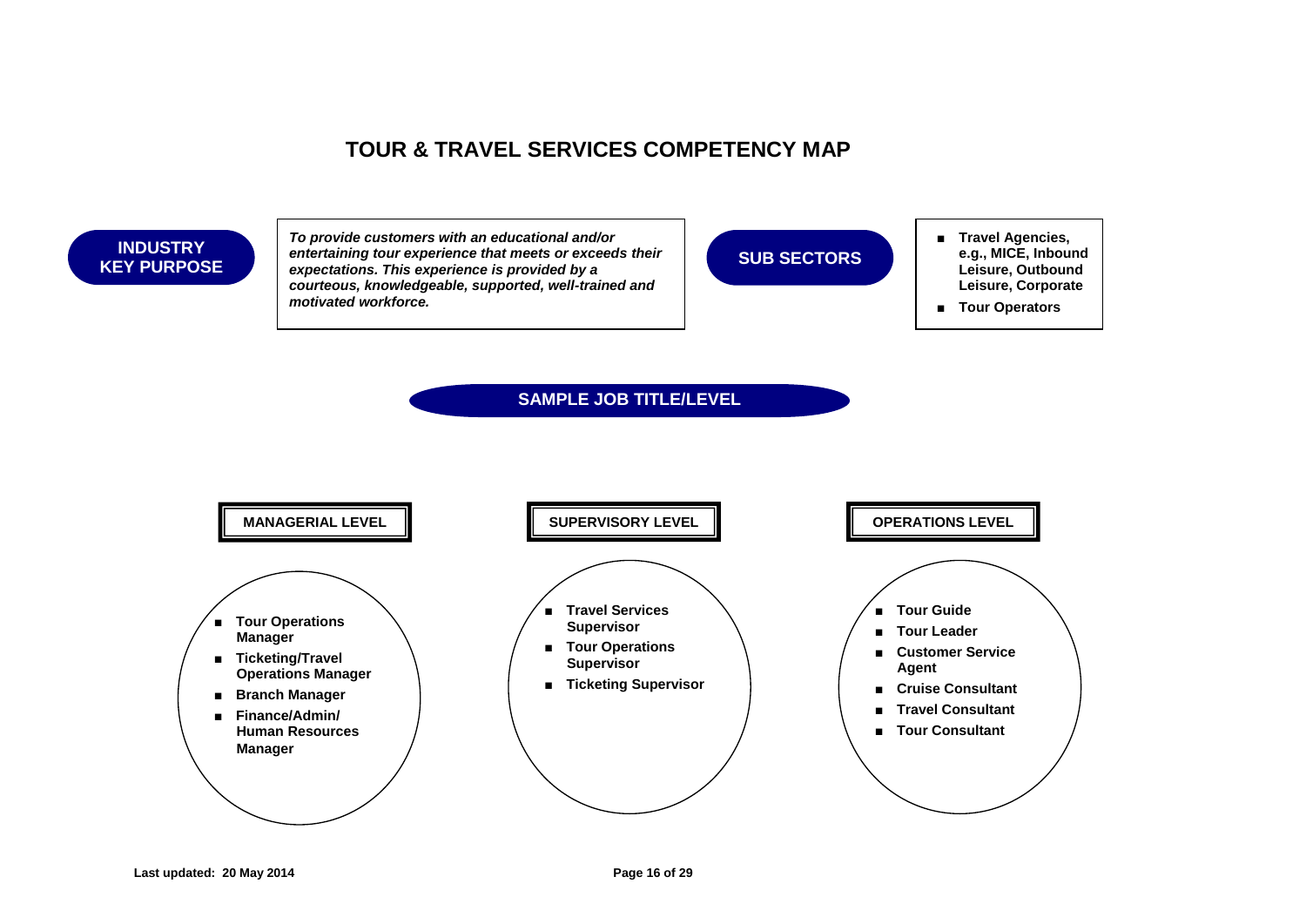# TOUR & TRAVEL SERVICES COMPETENCY MAP

**INDUSTRY KEY PURPOSE**

***To provide customers with an educational and/or entertaining tour experience that meets or exceeds their expectations. This experience is provided by a courteous, knowledgeable, supported, well-trained and motivated workforce.***

**SUB SECTORS**

- **Travel Agencies, e.g., MICE, Inbound Leisure, Outbound Leisure, Corporate**
- **Tour Operators**

## SAMPLE JOB TITLE/LEVEL

### MANAGERIAL LEVEL

- **Tour Operations Manager**
- **Ticketing/Travel Operations Manager**
- **Branch Manager**
- **Finance/Admin/ Human Resources Manager**

### SUPERVISORY LEVEL

- **Travel Services Supervisor**
- **Tour Operations Supervisor**
- **Ticketing Supervisor**

### OPERATIONS LEVEL

- **Tour Guide**
- **Tour Leader**
- **Customer Service Agent**
- **Cruise Consultant**
- **Travel Consultant**
- **Tour Consultant**

**Last updated: 20 May 2014**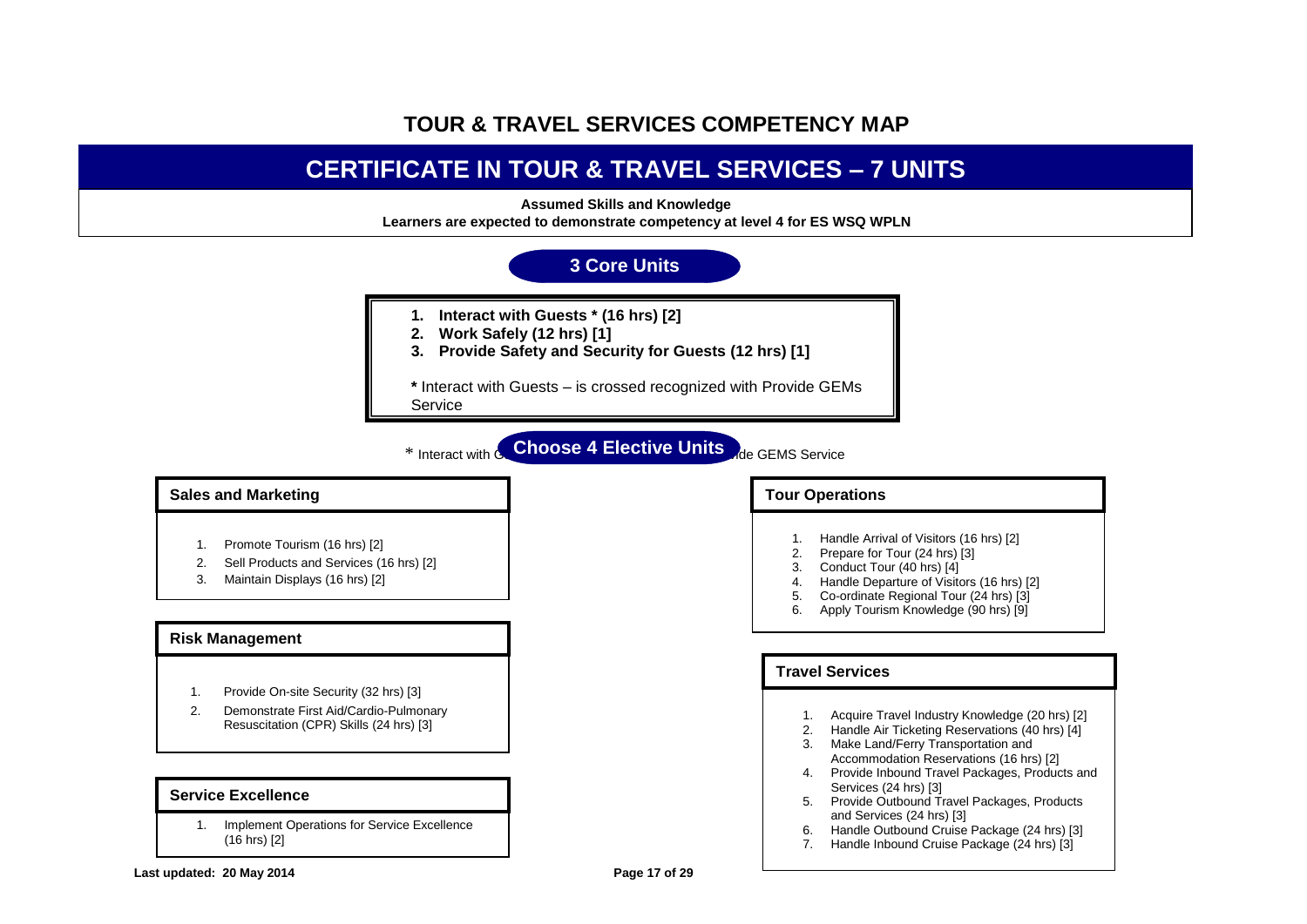# TOUR & TRAVEL SERVICES COMPETENCY MAP

## CERTIFICATE IN TOUR & TRAVEL SERVICES – 7 UNITS

**Assumed Skills and Knowledge**

**Learners are expected to demonstrate competency at level 4 for ES WSQ WPLN**

### 3 Core Units

1. **Interact with Guests * (16 hrs) [2]**
2. **Work Safely (12 hrs) [1]**
3. **Provide Safety and Security for Guests (12 hrs) [1]**

**\*** Interact with Guests – is crossed recognized with Provide GEMs Service

\* Interact with G... ...de GEMS Service

### Choose 4 Elective Units

#### Sales and Marketing

1. Promote Tourism (16 hrs) [2]
2. Sell Products and Services (16 hrs) [2]
3. Maintain Displays (16 hrs) [2]

#### Risk Management

1. Provide On-site Security (32 hrs) [3]
2. Demonstrate First Aid/Cardio-Pulmonary Resuscitation (CPR) Skills (24 hrs) [3]

#### Service Excellence

1. Implement Operations for Service Excellence (16 hrs) [2]

#### Tour Operations

1. Handle Arrival of Visitors (16 hrs) [2]
2. Prepare for Tour (24 hrs) [3]
3. Conduct Tour (40 hrs) [4]
4. Handle Departure of Visitors (16 hrs) [2]
5. Co-ordinate Regional Tour (24 hrs) [3]
6. Apply Tourism Knowledge (90 hrs) [9]

#### Travel Services

1. Acquire Travel Industry Knowledge (20 hrs) [2]
2. Handle Air Ticketing Reservations (40 hrs) [4]
3. Make Land/Ferry Transportation and Accommodation Reservations (16 hrs) [2]
4. Provide Inbound Travel Packages, Products and Services (24 hrs) [3]
5. Provide Outbound Travel Packages, Products and Services (24 hrs) [3]
6. Handle Outbound Cruise Package (24 hrs) [3]
7. Handle Inbound Cruise Package (24 hrs) [3]

**Last updated: 20 May 2014**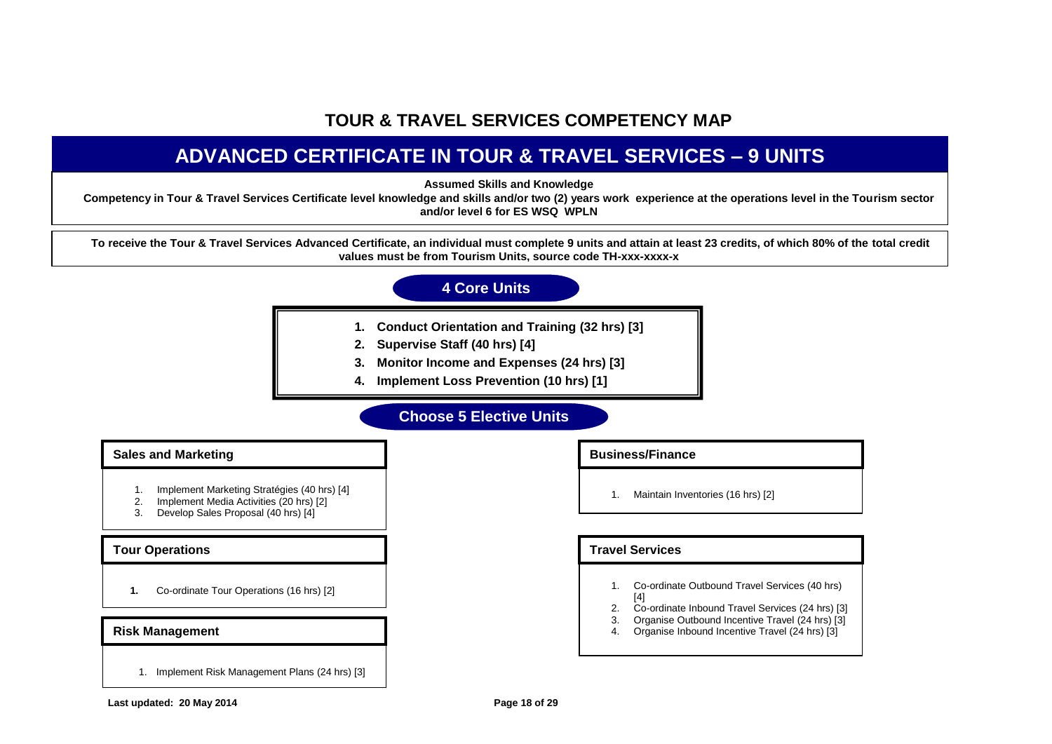# TOUR & TRAVEL SERVICES COMPETENCY MAP

## ADVANCED CERTIFICATE IN TOUR & TRAVEL SERVICES – 9 UNITS

**Assumed Skills and Knowledge**

**Competency in Tour & Travel Services Certificate level knowledge and skills and/or two (2) years work experience at the operations level in the Tourism sector and/or level 6 for ES WSQ WPLN**

**To receive the Tour & Travel Services Advanced Certificate, an individual must complete 9 units and attain at least 23 credits, of which 80% of the total credit values must be from Tourism Units, source code TH-xxx-xxxx-x**

### 4 Core Units

1. **Conduct Orientation and Training (32 hrs) [3]**
2. **Supervise Staff (40 hrs) [4]**
3. **Monitor Income and Expenses (24 hrs) [3]**
4. **Implement Loss Prevention (10 hrs) [1]**

### Choose 5 Elective Units

#### Sales and Marketing

1. Implement Marketing Stratégies (40 hrs) [4]
2. Implement Media Activities (20 hrs) [2]
3. Develop Sales Proposal (40 hrs) [4]

#### Tour Operations

1. Co-ordinate Tour Operations (16 hrs) [2]

#### Risk Management

1. Implement Risk Management Plans (24 hrs) [3]

#### Business/Finance

1. Maintain Inventories (16 hrs) [2]

#### Travel Services

1. Co-ordinate Outbound Travel Services (40 hrs) [4]
2. Co-ordinate Inbound Travel Services (24 hrs) [3]
3. Organise Outbound Incentive Travel (24 hrs) [3]
4. Organise Inbound Incentive Travel (24 hrs) [3]

**Last updated: 20 May 2014**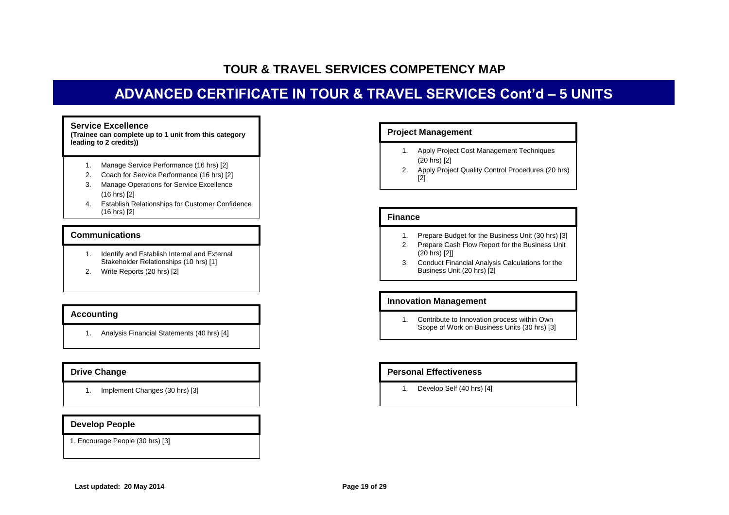# TOUR & TRAVEL SERVICES COMPETENCY MAP

## ADVANCED CERTIFICATE IN TOUR & TRAVEL SERVICES Cont'd – 5 UNITS

### Service Excellence

**(Trainee can complete up to 1 unit from this category leading to 2 credits))**

1. Manage Service Performance (16 hrs) [2]
2. Coach for Service Performance (16 hrs) [2]
3. Manage Operations for Service Excellence (16 hrs) [2]
4. Establish Relationships for Customer Confidence (16 hrs) [2]

### Communications

1. Identify and Establish Internal and External Stakeholder Relationships (10 hrs) [1]
2. Write Reports (20 hrs) [2]

### Accounting

1. Analysis Financial Statements (40 hrs) [4]

### Drive Change

1. Implement Changes (30 hrs) [3]

### Develop People

1. Encourage People (30 hrs) [3]

### Project Management

1. Apply Project Cost Management Techniques (20 hrs) [2]
2. Apply Project Quality Control Procedures (20 hrs) [2]

### Finance

1. Prepare Budget for the Business Unit (30 hrs) [3]
2. Prepare Cash Flow Report for the Business Unit (20 hrs) [2]]
3. Conduct Financial Analysis Calculations for the Business Unit (20 hrs) [2]

### Innovation Management

1. Contribute to Innovation process within Own Scope of Work on Business Units (30 hrs) [3]

### Personal Effectiveness

1. Develop Self (40 hrs) [4]

**Last updated: 20 May 2014**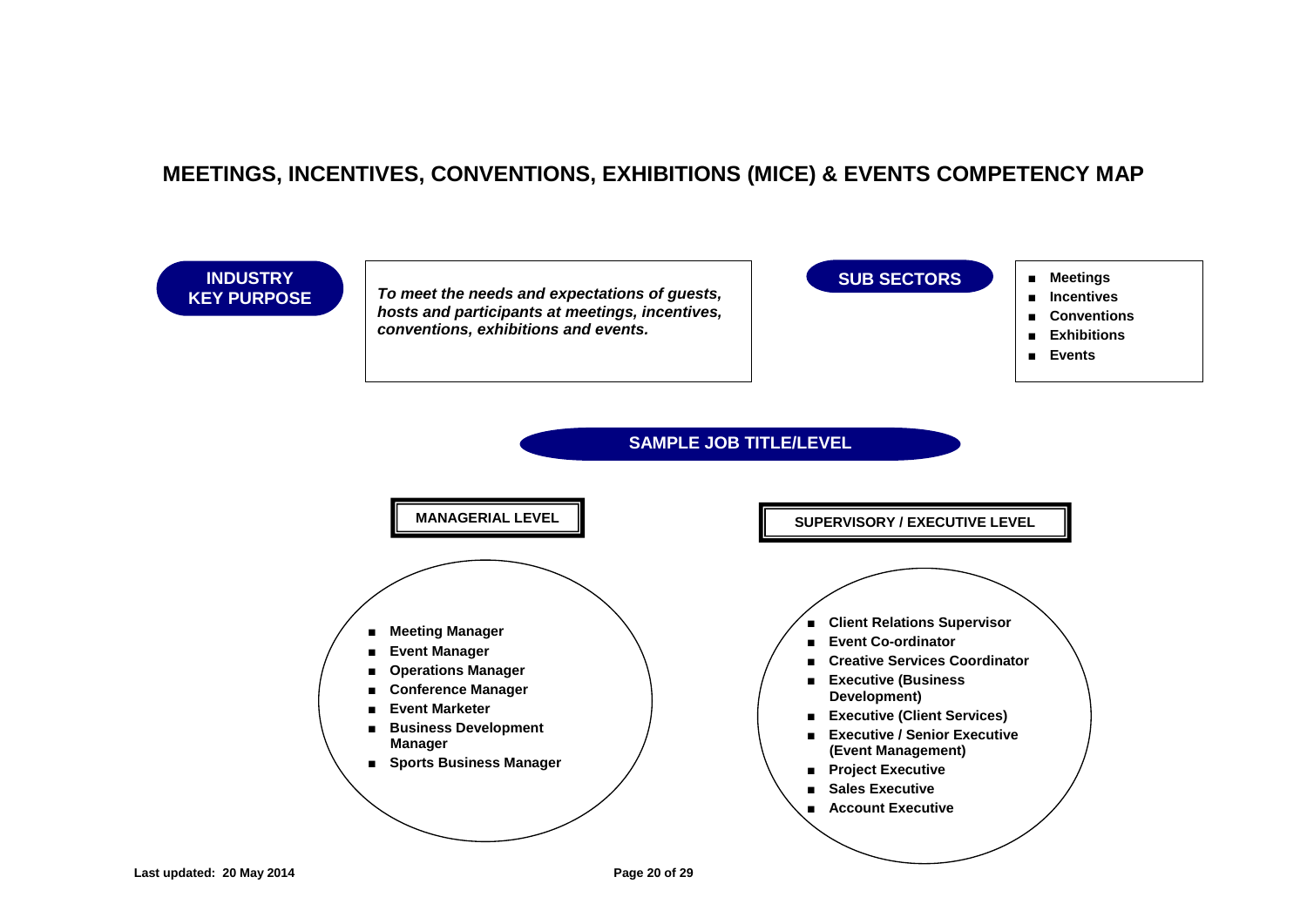# MEETINGS, INCENTIVES, CONVENTIONS, EXHIBITIONS (MICE) & EVENTS COMPETENCY MAP

**INDUSTRY KEY PURPOSE**

***To meet the needs and expectations of guests, hosts and participants at meetings, incentives, conventions, exhibitions and events.***

**SUB SECTORS**

- **Meetings**
- **Incentives**
- **Conventions**
- **Exhibitions**
- **Events**

## SAMPLE JOB TITLE/LEVEL

### MANAGERIAL LEVEL

- **Meeting Manager**
- **Event Manager**
- **Operations Manager**
- **Conference Manager**
- **Event Marketer**
- **Business Development Manager**
- **Sports Business Manager**

### SUPERVISORY / EXECUTIVE LEVEL

- **Client Relations Supervisor**
- **Event Co-ordinator**
- **Creative Services Coordinator**
- **Executive (Business Development)**
- **Executive (Client Services)**
- **Executive / Senior Executive (Event Management)**
- **Project Executive**
- **Sales Executive**
- **Account Executive**

**Last updated: 20 May 2014**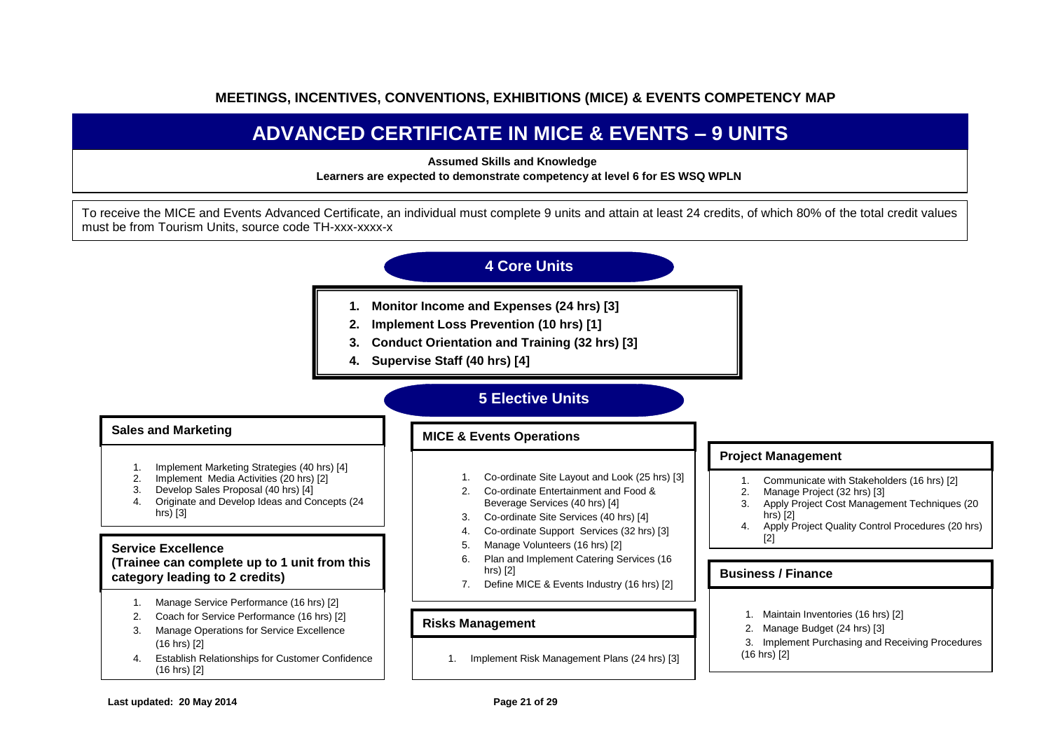**MEETINGS, INCENTIVES, CONVENTIONS, EXHIBITIONS (MICE) & EVENTS COMPETENCY MAP**

# ADVANCED CERTIFICATE IN MICE & EVENTS – 9 UNITS

**Assumed Skills and Knowledge**

**Learners are expected to demonstrate competency at level 6 for ES WSQ WPLN**

To receive the MICE and Events Advanced Certificate, an individual must complete 9 units and attain at least 24 credits, of which 80% of the total credit values must be from Tourism Units, source code TH-xxx-xxxx-x

## 4 Core Units

1. **Monitor Income and Expenses (24 hrs) [3]**
2. **Implement Loss Prevention (10 hrs) [1]**
3. **Conduct Orientation and Training (32 hrs) [3]**
4. **Supervise Staff (40 hrs) [4]**

## 5 Elective Units

### Sales and Marketing

1. Implement Marketing Strategies (40 hrs) [4]
2. Implement Media Activities (20 hrs) [2]
3. Develop Sales Proposal (40 hrs) [4]
4. Originate and Develop Ideas and Concepts (24 hrs) [3]

### Service Excellence (Trainee can complete up to 1 unit from this category leading to 2 credits)

1. Manage Service Performance (16 hrs) [2]
2. Coach for Service Performance (16 hrs) [2]
3. Manage Operations for Service Excellence (16 hrs) [2]
4. Establish Relationships for Customer Confidence (16 hrs) [2]

### MICE & Events Operations

1. Co-ordinate Site Layout and Look (25 hrs) [3]
2. Co-ordinate Entertainment and Food & Beverage Services (40 hrs) [4]
3. Co-ordinate Site Services (40 hrs) [4]
4. Co-ordinate Support Services (32 hrs) [3]
5. Manage Volunteers (16 hrs) [2]
6. Plan and Implement Catering Services (16 hrs) [2]
7. Define MICE & Events Industry (16 hrs) [2]

### Risks Management

1. Implement Risk Management Plans (24 hrs) [3]

### Project Management

1. Communicate with Stakeholders (16 hrs) [2]
2. Manage Project (32 hrs) [3]
3. Apply Project Cost Management Techniques (20 hrs) [2]
4. Apply Project Quality Control Procedures (20 hrs) [2]

### Business / Finance

1. Maintain Inventories (16 hrs) [2]
2. Manage Budget (24 hrs) [3]
3. Implement Purchasing and Receiving Procedures (16 hrs) [2]

**Last updated: 20 May 2014**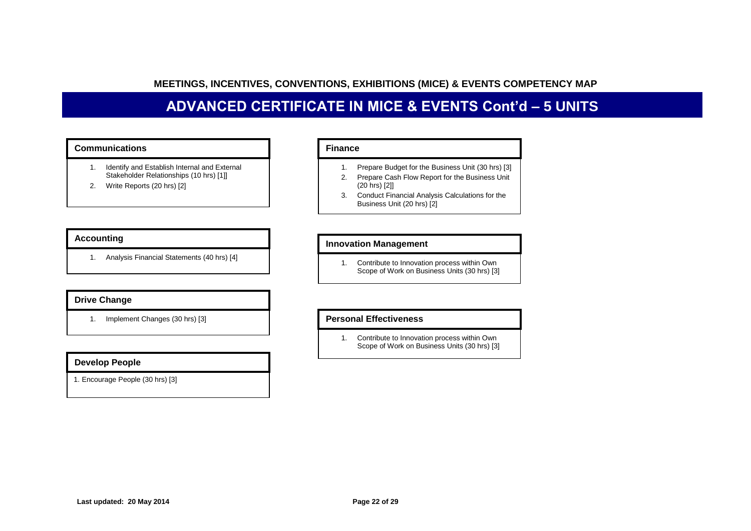**MEETINGS, INCENTIVES, CONVENTIONS, EXHIBITIONS (MICE) & EVENTS COMPETENCY MAP**

# ADVANCED CERTIFICATE IN MICE & EVENTS Cont'd – 5 UNITS

### Communications

1. Identify and Establish Internal and External Stakeholder Relationships (10 hrs) [1]]
2. Write Reports (20 hrs) [2]

### Accounting

1. Analysis Financial Statements (40 hrs) [4]

### Drive Change

1. Implement Changes (30 hrs) [3]

### Develop People

1. Encourage People (30 hrs) [3]

### Finance

1. Prepare Budget for the Business Unit (30 hrs) [3]
2. Prepare Cash Flow Report for the Business Unit (20 hrs) [2]]
3. Conduct Financial Analysis Calculations for the Business Unit (20 hrs) [2]

### Innovation Management

1. Contribute to Innovation process within Own Scope of Work on Business Units (30 hrs) [3]

### Personal Effectiveness

1. Contribute to Innovation process within Own Scope of Work on Business Units (30 hrs) [3]

**Last updated: 20 May 2014**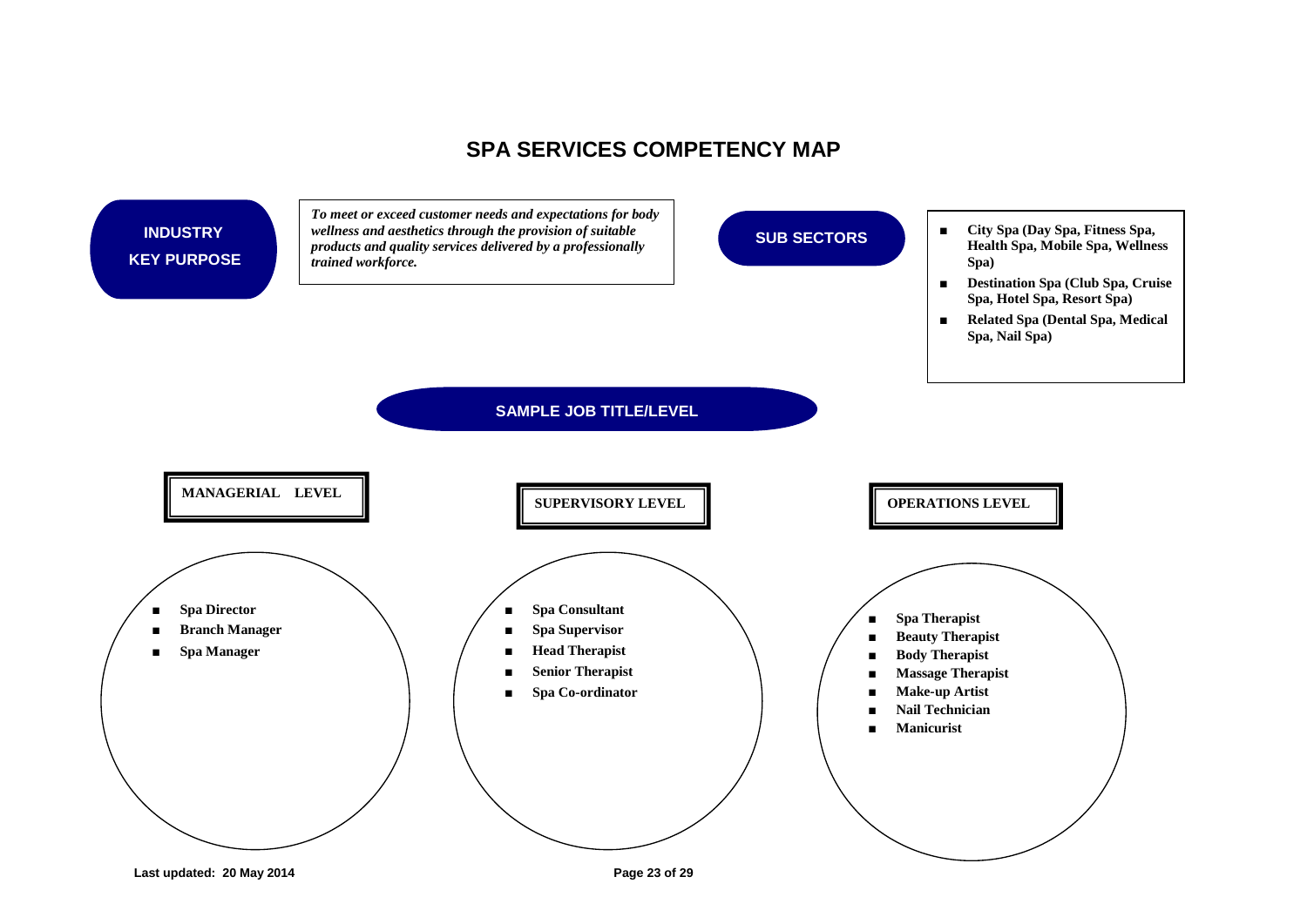# SPA SERVICES COMPETENCY MAP

## INDUSTRY KEY PURPOSE

***To meet or exceed customer needs and expectations for body wellness and aesthetics through the provision of suitable products and quality services delivered by a professionally trained workforce.***

## SUB SECTORS

- **City Spa (Day Spa, Fitness Spa, Health Spa, Mobile Spa, Wellness Spa)**
- **Destination Spa (Club Spa, Cruise Spa, Hotel Spa, Resort Spa)**
- **Related Spa (Dental Spa, Medical Spa, Nail Spa)**

## SAMPLE JOB TITLE/LEVEL

### MANAGERIAL LEVEL

- **Spa Director**
- **Branch Manager**
- **Spa Manager**

### SUPERVISORY LEVEL

- **Spa Consultant**
- **Spa Supervisor**
- **Head Therapist**
- **Senior Therapist**
- **Spa Co-ordinator**

### OPERATIONS LEVEL

- **Spa Therapist**
- **Beauty Therapist**
- **Body Therapist**
- **Massage Therapist**
- **Make-up Artist**
- **Nail Technician**
- **Manicurist**

**Last updated: 20 May 2014**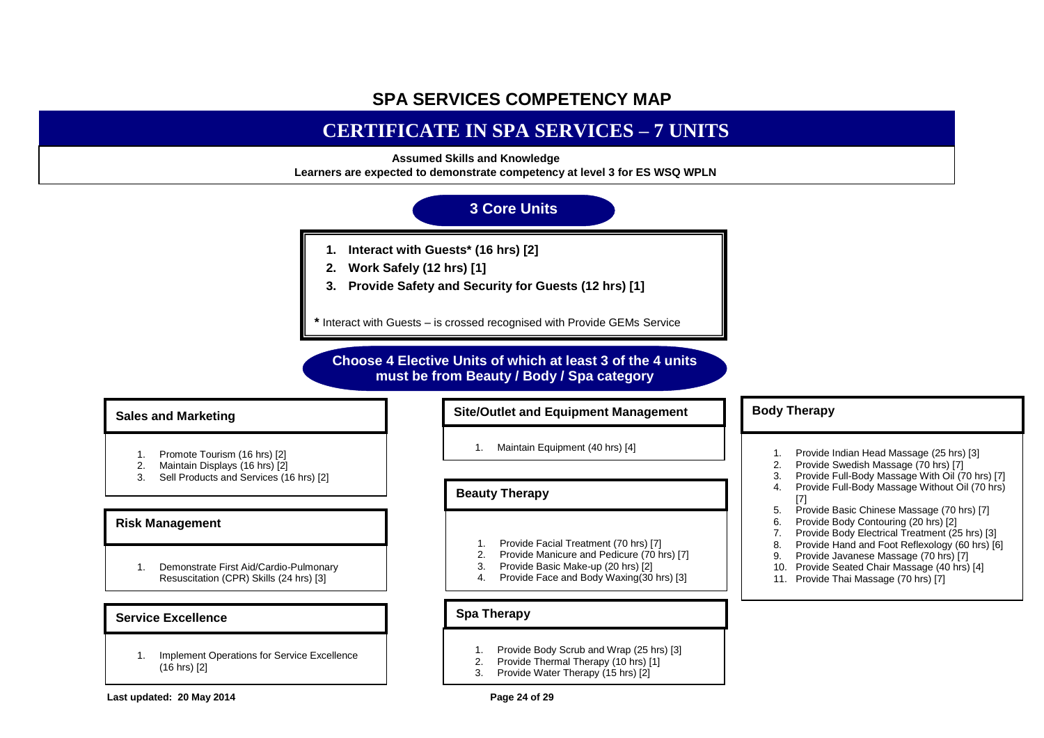# SPA SERVICES COMPETENCY MAP

## CERTIFICATE IN SPA SERVICES – 7 UNITS

**Assumed Skills and Knowledge**
**Learners are expected to demonstrate competency at level 3 for ES WSQ WPLN**

### 3 Core Units

1. **Interact with Guests* (16 hrs) [2]**
2. **Work Safely (12 hrs) [1]**
3. **Provide Safety and Security for Guests (12 hrs) [1]**

**\*** Interact with Guests – is crossed recognised with Provide GEMs Service

### Choose 4 Elective Units of which at least 3 of the 4 units must be from Beauty / Body / Spa category

#### Sales and Marketing

1. Promote Tourism (16 hrs) [2]
2. Maintain Displays (16 hrs) [2]
3. Sell Products and Services (16 hrs) [2]

#### Risk Management

1. Demonstrate First Aid/Cardio-Pulmonary Resuscitation (CPR) Skills (24 hrs) [3]

#### Service Excellence

1. Implement Operations for Service Excellence (16 hrs) [2]

#### Site/Outlet and Equipment Management

1. Maintain Equipment (40 hrs) [4]

#### Beauty Therapy

1. Provide Facial Treatment (70 hrs) [7]
2. Provide Manicure and Pedicure (70 hrs) [7]
3. Provide Basic Make-up (20 hrs) [2]
4. Provide Face and Body Waxing(30 hrs) [3]

#### Spa Therapy

1. Provide Body Scrub and Wrap (25 hrs) [3]
2. Provide Thermal Therapy (10 hrs) [1]
3. Provide Water Therapy (15 hrs) [2]

#### Body Therapy

1. Provide Indian Head Massage (25 hrs) [3]
2. Provide Swedish Massage (70 hrs) [7]
3. Provide Full-Body Massage With Oil (70 hrs) [7]
4. Provide Full-Body Massage Without Oil (70 hrs) [7]
5. Provide Basic Chinese Massage (70 hrs) [7]
6. Provide Body Contouring (20 hrs) [2]
7. Provide Body Electrical Treatment (25 hrs) [3]
8. Provide Hand and Foot Reflexology (60 hrs) [6]
9. Provide Javanese Massage (70 hrs) [7]
10. Provide Seated Chair Massage (40 hrs) [4]
11. Provide Thai Massage (70 hrs) [7]

**Last updated: 20 May 2014**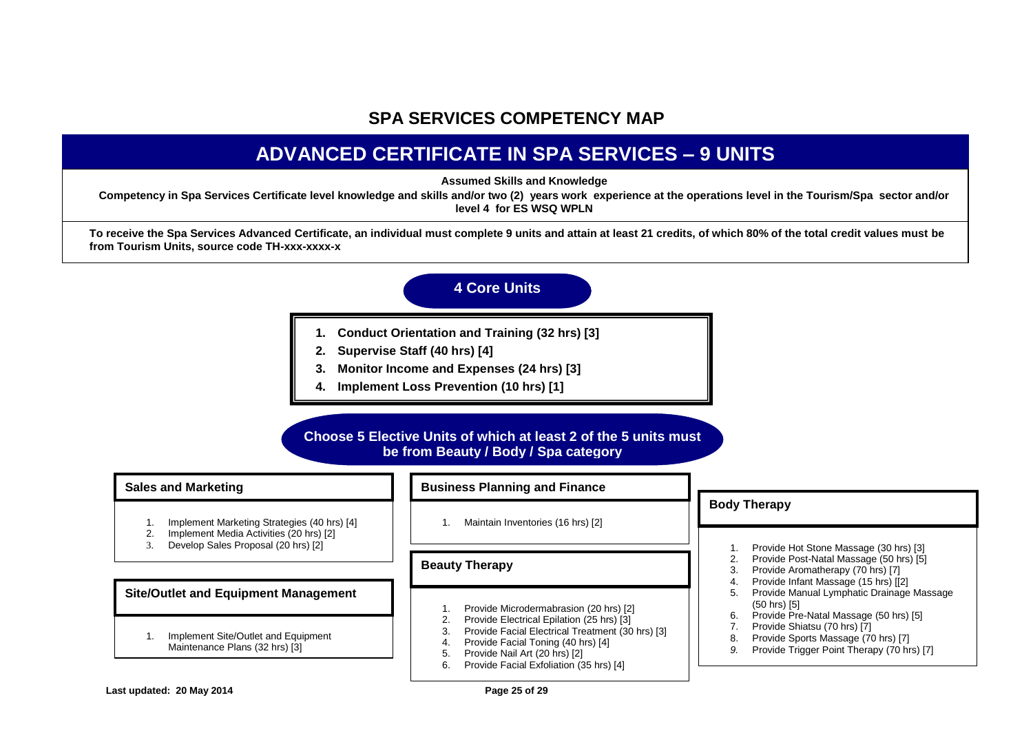# SPA SERVICES COMPETENCY MAP

## ADVANCED CERTIFICATE IN SPA SERVICES – 9 UNITS

**Assumed Skills and Knowledge**

**Competency in Spa Services Certificate level knowledge and skills and/or two (2) years work experience at the operations level in the Tourism/Spa sector and/or level 4 for ES WSQ WPLN**

**To receive the Spa Services Advanced Certificate, an individual must complete 9 units and attain at least 21 credits, of which 80% of the total credit values must be from Tourism Units, source code TH-xxx-xxxx-x**

### 4 Core Units

1. **Conduct Orientation and Training (32 hrs) [3]**
2. **Supervise Staff (40 hrs) [4]**
3. **Monitor Income and Expenses (24 hrs) [3]**
4. **Implement Loss Prevention (10 hrs) [1]**

### Choose 5 Elective Units of which at least 2 of the 5 units must be from Beauty / Body / Spa category

#### Sales and Marketing

1. Implement Marketing Strategies (40 hrs) [4]
2. Implement Media Activities (20 hrs) [2]
3. Develop Sales Proposal (20 hrs) [2]

#### Site/Outlet and Equipment Management

1. Implement Site/Outlet and Equipment Maintenance Plans (32 hrs) [3]

#### Business Planning and Finance

1. Maintain Inventories (16 hrs) [2]

#### Beauty Therapy

1. Provide Microdermabrasion (20 hrs) [2]
2. Provide Electrical Epilation (25 hrs) [3]
3. Provide Facial Electrical Treatment (30 hrs) [3]
4. Provide Facial Toning (40 hrs) [4]
5. Provide Nail Art (20 hrs) [2]
6. Provide Facial Exfoliation (35 hrs) [4]

#### Body Therapy

1. Provide Hot Stone Massage (30 hrs) [3]
2. Provide Post-Natal Massage (50 hrs) [5]
3. Provide Aromatherapy (70 hrs) [7]
4. Provide Infant Massage (15 hrs) [[2]
5. Provide Manual Lymphatic Drainage Massage (50 hrs) [5]
6. Provide Pre-Natal Massage (50 hrs) [5]
7. Provide Shiatsu (70 hrs) [7]
8. Provide Sports Massage (70 hrs) [7]
9. Provide Trigger Point Therapy (70 hrs) [7]

**Last updated: 20 May 2014**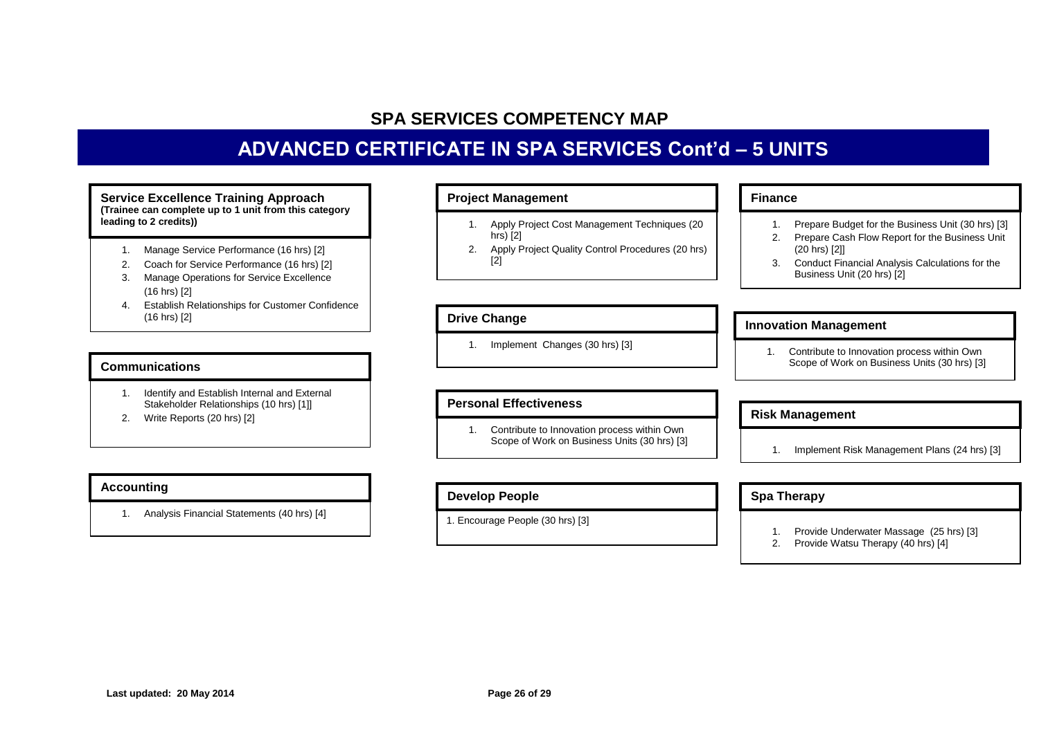# SPA SERVICES COMPETENCY MAP

## ADVANCED CERTIFICATE IN SPA SERVICES Cont'd – 5 UNITS

### Service Excellence Training Approach

**(Trainee can complete up to 1 unit from this category leading to 2 credits))**

1. Manage Service Performance (16 hrs) [2]
2. Coach for Service Performance (16 hrs) [2]
3. Manage Operations for Service Excellence (16 hrs) [2]
4. Establish Relationships for Customer Confidence (16 hrs) [2]

### Communications

1. Identify and Establish Internal and External Stakeholder Relationships (10 hrs) [1]]
2. Write Reports (20 hrs) [2]

### Accounting

1. Analysis Financial Statements (40 hrs) [4]

### Project Management

1. Apply Project Cost Management Techniques (20 hrs) [2]
2. Apply Project Quality Control Procedures (20 hrs) [2]

### Drive Change

1. Implement Changes (30 hrs) [3]

### Personal Effectiveness

1. Contribute to Innovation process within Own Scope of Work on Business Units (30 hrs) [3]

### Develop People

1. Encourage People (30 hrs) [3]

### Finance

1. Prepare Budget for the Business Unit (30 hrs) [3]
2. Prepare Cash Flow Report for the Business Unit (20 hrs) [2]]
3. Conduct Financial Analysis Calculations for the Business Unit (20 hrs) [2]

### Innovation Management

1. Contribute to Innovation process within Own Scope of Work on Business Units (30 hrs) [3]

### Risk Management

1. Implement Risk Management Plans (24 hrs) [3]

### Spa Therapy

1. Provide Underwater Massage (25 hrs) [3]
2. Provide Watsu Therapy (40 hrs) [4]

**Last updated: 20 May 2014**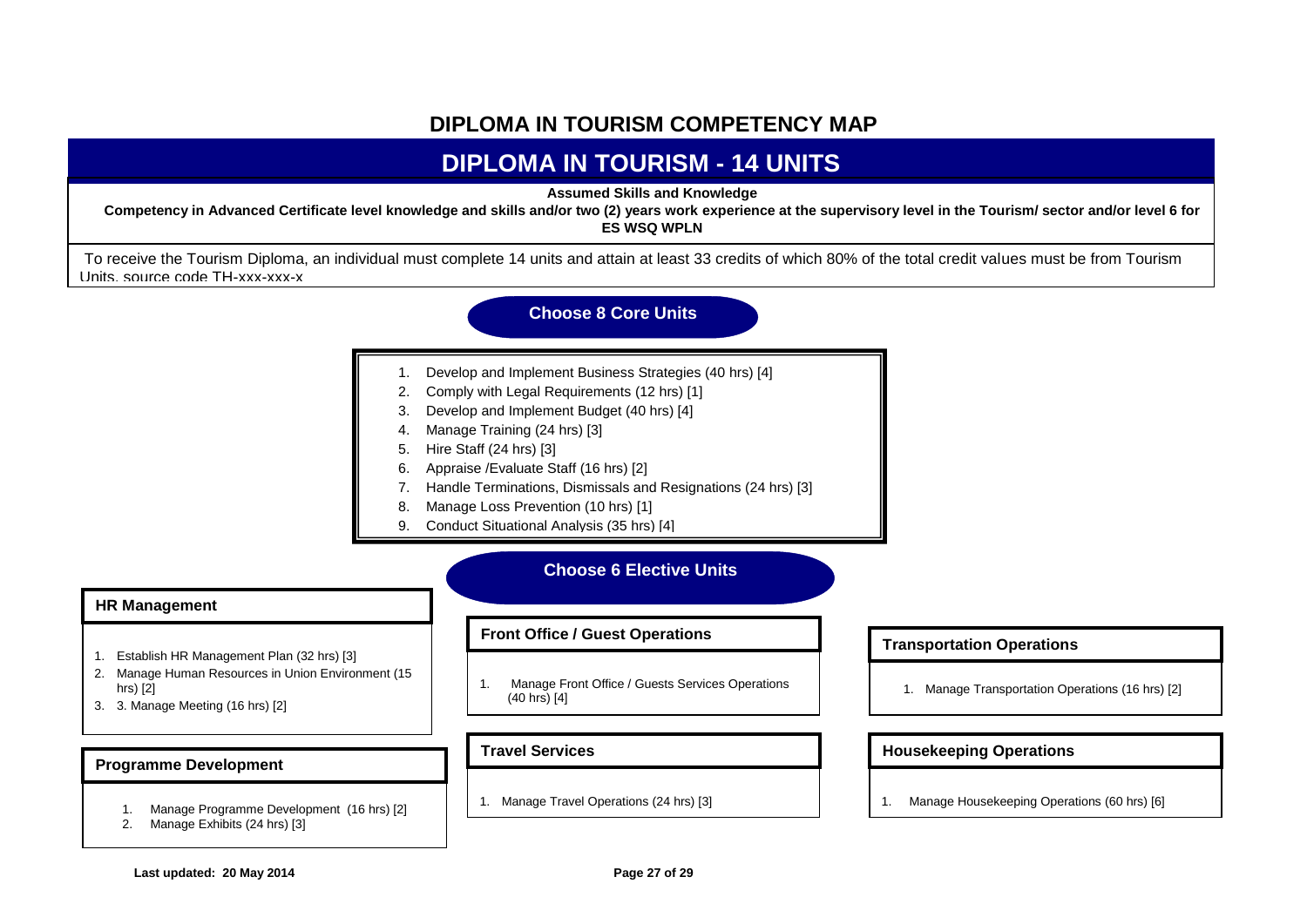# DIPLOMA IN TOURISM COMPETENCY MAP

## DIPLOMA IN TOURISM - 14 UNITS

**Assumed Skills and Knowledge**

**Competency in Advanced Certificate level knowledge and skills and/or two (2) years work experience at the supervisory level in the Tourism/ sector and/or level 6 for ES WSQ WPLN**

To receive the Tourism Diploma, an individual must complete 14 units and attain at least 33 credits of which 80% of the total credit values must be from Tourism Units, source code TH-xxx-xxx-x

### Choose 8 Core Units

1. Develop and Implement Business Strategies (40 hrs) [4]
2. Comply with Legal Requirements (12 hrs) [1]
3. Develop and Implement Budget (40 hrs) [4]
4. Manage Training (24 hrs) [3]
5. Hire Staff (24 hrs) [3]
6. Appraise /Evaluate Staff (16 hrs) [2]
7. Handle Terminations, Dismissals and Resignations (24 hrs) [3]
8. Manage Loss Prevention (10 hrs) [1]
9. Conduct Situational Analysis (35 hrs) [4]

### Choose 6 Elective Units

**HR Management**

1. Establish HR Management Plan (32 hrs) [3]
2. Manage Human Resources in Union Environment (15 hrs) [2]
3. 3. Manage Meeting (16 hrs) [2]

**Programme Development**

1. Manage Programme Development (16 hrs) [2]
2. Manage Exhibits (24 hrs) [3]

**Front Office / Guest Operations**

1. Manage Front Office / Guests Services Operations (40 hrs) [4]

**Travel Services**

1. Manage Travel Operations (24 hrs) [3]

**Transportation Operations**

1. Manage Transportation Operations (16 hrs) [2]

**Housekeeping Operations**

1. Manage Housekeeping Operations (60 hrs) [6]

**Last updated: 20 May 2014**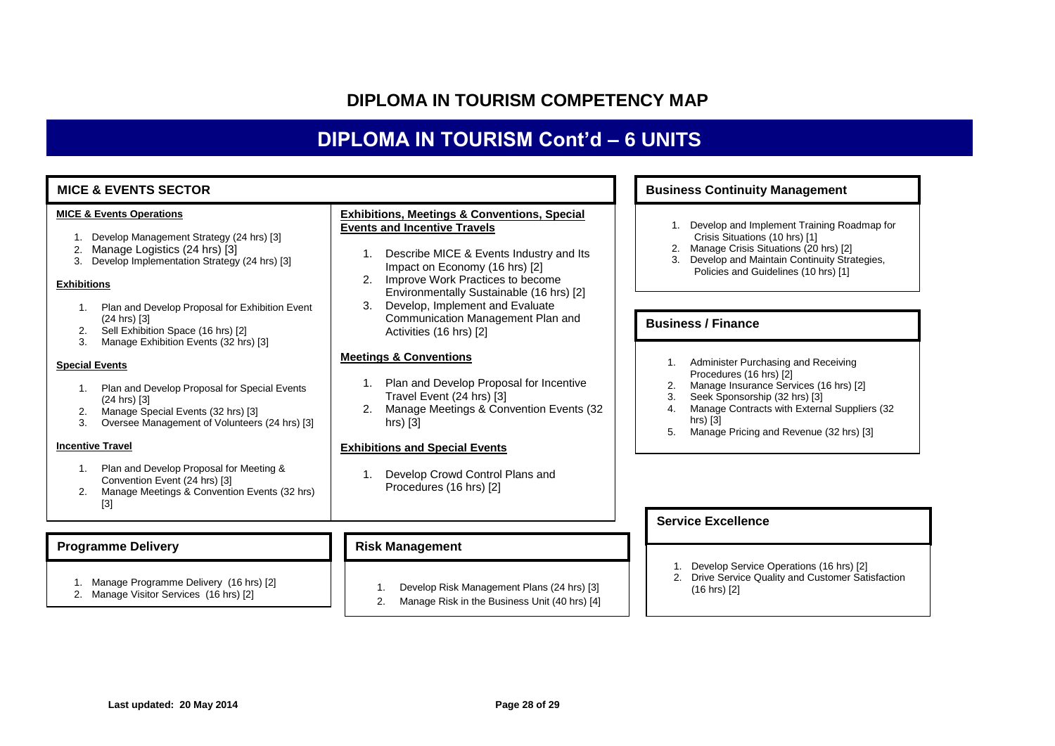# DIPLOMA IN TOURISM COMPETENCY MAP

## DIPLOMA IN TOURISM Cont'd – 6 UNITS

### MICE & EVENTS SECTOR

**MICE & Events Operations**

1. Develop Management Strategy (24 hrs) [3]
2. Manage Logistics (24 hrs) [3]
3. Develop Implementation Strategy (24 hrs) [3]

**Exhibitions**

1. Plan and Develop Proposal for Exhibition Event (24 hrs) [3]
2. Sell Exhibition Space (16 hrs) [2]
3. Manage Exhibition Events (32 hrs) [3]

**Special Events**

1. Plan and Develop Proposal for Special Events (24 hrs) [3]
2. Manage Special Events (32 hrs) [3]
3. Oversee Management of Volunteers (24 hrs) [3]

**Incentive Travel**

1. Plan and Develop Proposal for Meeting & Convention Event (24 hrs) [3]
2. Manage Meetings & Convention Events (32 hrs) [3]

**Exhibitions, Meetings & Conventions, Special Events and Incentive Travels**

1. Describe MICE & Events Industry and Its Impact on Economy (16 hrs) [2]
2. Improve Work Practices to become Environmentally Sustainable (16 hrs) [2]
3. Develop, Implement and Evaluate Communication Management Plan and Activities (16 hrs) [2]

**Meetings & Conventions**

1. Plan and Develop Proposal for Incentive Travel Event (24 hrs) [3]
2. Manage Meetings & Convention Events (32 hrs) [3]

**Exhibitions and Special Events**

1. Develop Crowd Control Plans and Procedures (16 hrs) [2]

### Programme Delivery

1. Manage Programme Delivery (16 hrs) [2]
2. Manage Visitor Services (16 hrs) [2]

### Risk Management

1. Develop Risk Management Plans (24 hrs) [3]
2. Manage Risk in the Business Unit (40 hrs) [4]

### Business Continuity Management

1. Develop and Implement Training Roadmap for Crisis Situations (10 hrs) [1]
2. Manage Crisis Situations (20 hrs) [2]
3. Develop and Maintain Continuity Strategies, Policies and Guidelines (10 hrs) [1]

### Business / Finance

1. Administer Purchasing and Receiving Procedures (16 hrs) [2]
2. Manage Insurance Services (16 hrs) [2]
3. Seek Sponsorship (32 hrs) [3]
4. Manage Contracts with External Suppliers (32 hrs) [3]
5. Manage Pricing and Revenue (32 hrs) [3]

### Service Excellence

1. Develop Service Operations (16 hrs) [2]
2. Drive Service Quality and Customer Satisfaction (16 hrs) [2]

Last updated: 20 May 2014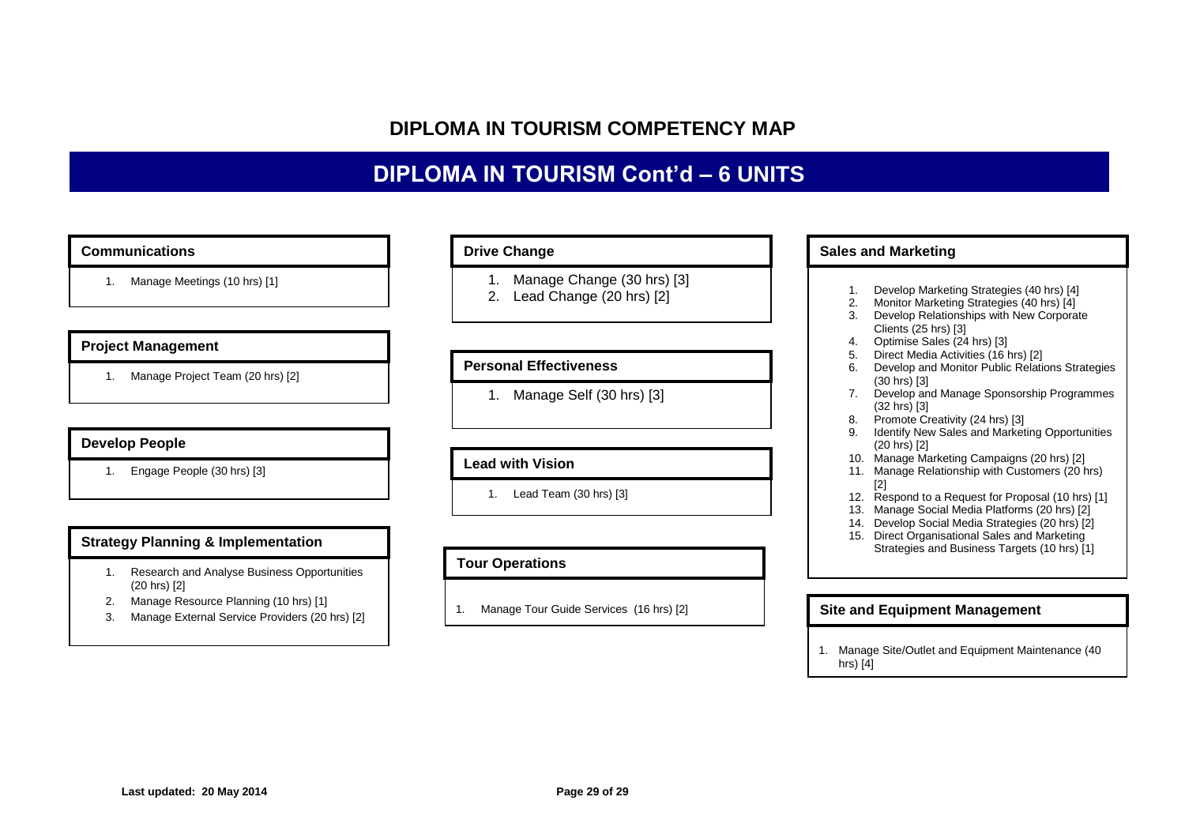# DIPLOMA IN TOURISM COMPETENCY MAP

## DIPLOMA IN TOURISM Cont'd – 6 UNITS

### Communications

1. Manage Meetings (10 hrs) [1]

### Project Management

1. Manage Project Team (20 hrs) [2]

### Develop People

1. Engage People (30 hrs) [3]

### Strategy Planning & Implementation

1. Research and Analyse Business Opportunities (20 hrs) [2]
2. Manage Resource Planning (10 hrs) [1]
3. Manage External Service Providers (20 hrs) [2]

### Drive Change

1. Manage Change (30 hrs) [3]
2. Lead Change (20 hrs) [2]

### Personal Effectiveness

1. Manage Self (30 hrs) [3]

### Lead with Vision

1. Lead Team (30 hrs) [3]

### Tour Operations

1. Manage Tour Guide Services (16 hrs) [2]

### Sales and Marketing

1. Develop Marketing Strategies (40 hrs) [4]
2. Monitor Marketing Strategies (40 hrs) [4]
3. Develop Relationships with New Corporate Clients (25 hrs) [3]
4. Optimise Sales (24 hrs) [3]
5. Direct Media Activities (16 hrs) [2]
6. Develop and Monitor Public Relations Strategies (30 hrs) [3]
7. Develop and Manage Sponsorship Programmes (32 hrs) [3]
8. Promote Creativity (24 hrs) [3]
9. Identify New Sales and Marketing Opportunities (20 hrs) [2]
10. Manage Marketing Campaigns (20 hrs) [2]
11. Manage Relationship with Customers (20 hrs) [2]
12. Respond to a Request for Proposal (10 hrs) [1]
13. Manage Social Media Platforms (20 hrs) [2]
14. Develop Social Media Strategies (20 hrs) [2]
15. Direct Organisational Sales and Marketing Strategies and Business Targets (10 hrs) [1]

### Site and Equipment Management

1. Manage Site/Outlet and Equipment Maintenance (40 hrs) [4]

**Last updated: 20 May 2014**